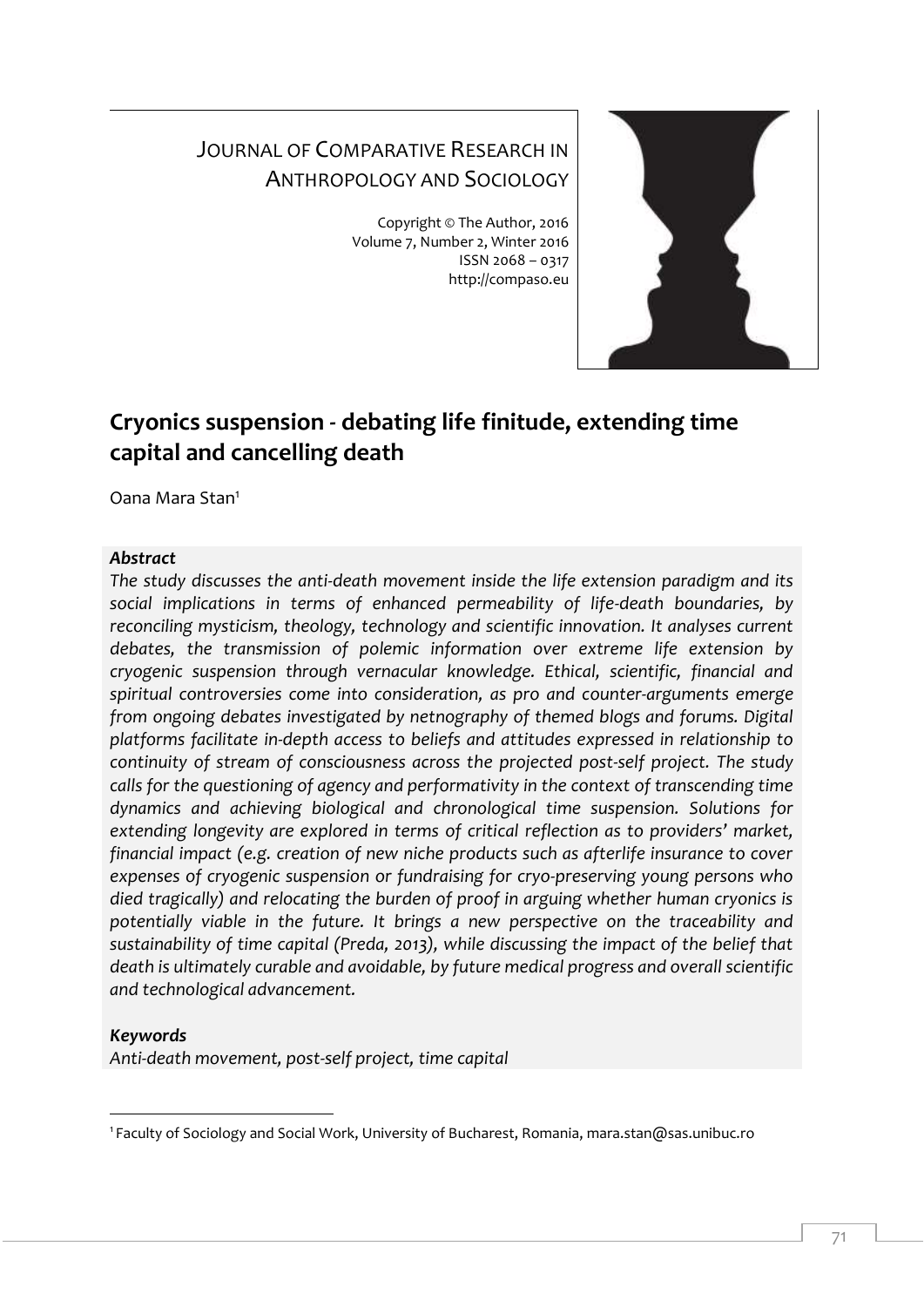JOURNAL OF COMPARATIVE RESEARCH IN ANTHROPOLOGY AND SOCIOLOGY

Copyright © The Author, 2016
Volume 7, Number 2, Winter 2016
ISSN 2068 – 0317
http://compaso.eu

# Cryonics suspension - debating life finitude, extending time capital and cancelling death

Oana Mara Stan[1]

***Abstract***

*The study discusses the anti-death movement inside the life extension paradigm and its social implications in terms of enhanced permeability of life-death boundaries, by reconciling mysticism, theology, technology and scientific innovation. It analyses current debates, the transmission of polemic information over extreme life extension by cryogenic suspension through vernacular knowledge. Ethical, scientific, financial and spiritual controversies come into consideration, as pro and counter-arguments emerge from ongoing debates investigated by netnography of themed blogs and forums. Digital platforms facilitate in-depth access to beliefs and attitudes expressed in relationship to continuity of stream of consciousness across the projected post-self project. The study calls for the questioning of agency and performativity in the context of transcending time dynamics and achieving biological and chronological time suspension. Solutions for extending longevity are explored in terms of critical reflection as to providers' market, financial impact (e.g. creation of new niche products such as afterlife insurance to cover expenses of cryogenic suspension or fundraising for cryo-preserving young persons who died tragically) and relocating the burden of proof in arguing whether human cryonics is potentially viable in the future. It brings a new perspective on the traceability and sustainability of time capital (Preda, 2013), while discussing the impact of the belief that death is ultimately curable and avoidable, by future medical progress and overall scientific and technological advancement.*

***Keywords***

*Anti-death movement, post-self project, time capital*

---

[1] Faculty of Sociology and Social Work, University of Bucharest, Romania, mara.stan@sas.unibuc.ro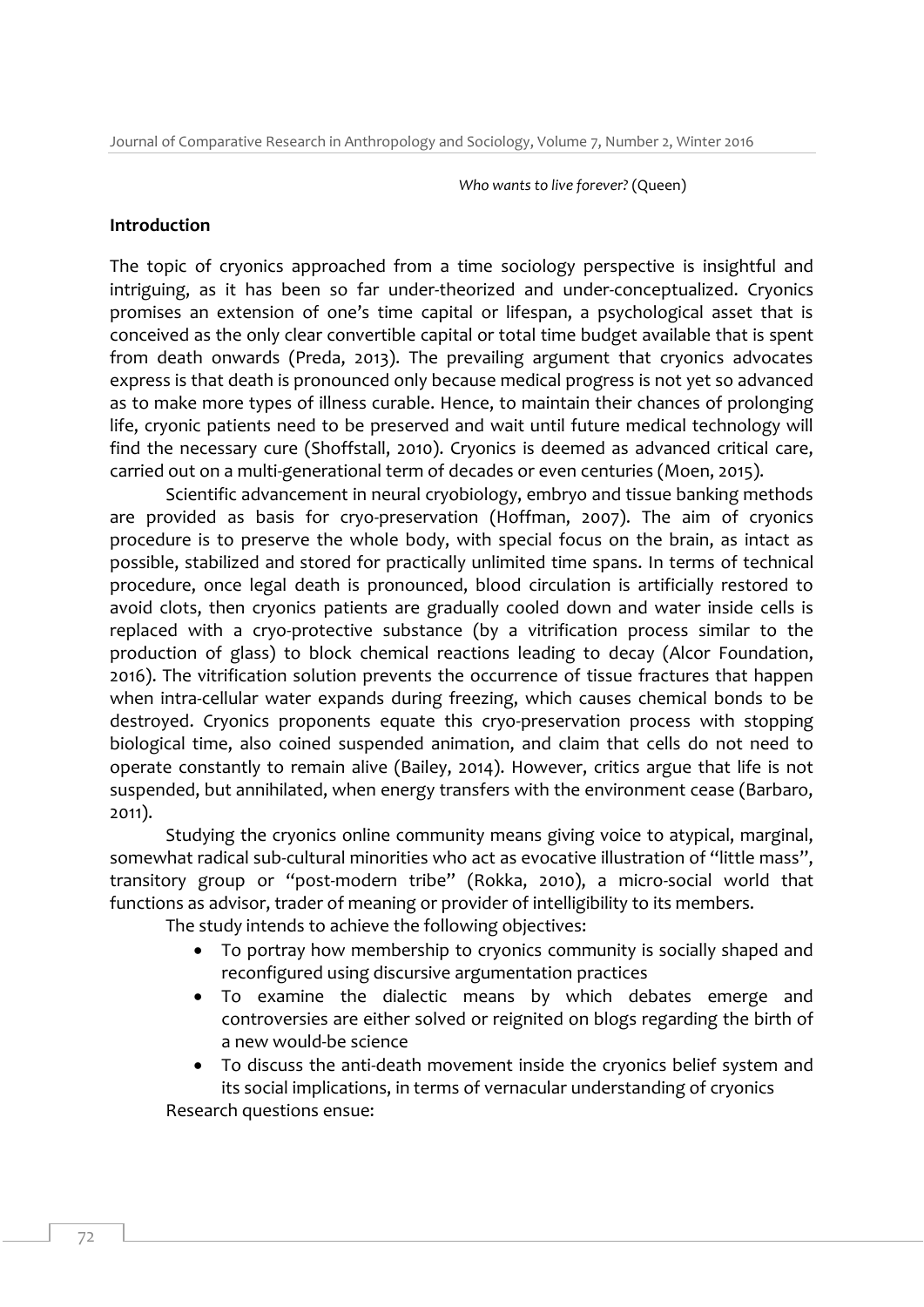*Who wants to live forever?* (Queen)

**Introduction**

The topic of cryonics approached from a time sociology perspective is insightful and intriguing, as it has been so far under-theorized and under-conceptualized. Cryonics promises an extension of one's time capital or lifespan, a psychological asset that is conceived as the only clear convertible capital or total time budget available that is spent from death onwards (Preda, 2013). The prevailing argument that cryonics advocates express is that death is pronounced only because medical progress is not yet so advanced as to make more types of illness curable. Hence, to maintain their chances of prolonging life, cryonic patients need to be preserved and wait until future medical technology will find the necessary cure (Shoffstall, 2010). Cryonics is deemed as advanced critical care, carried out on a multi-generational term of decades or even centuries (Moen, 2015).

Scientific advancement in neural cryobiology, embryo and tissue banking methods are provided as basis for cryo-preservation (Hoffman, 2007). The aim of cryonics procedure is to preserve the whole body, with special focus on the brain, as intact as possible, stabilized and stored for practically unlimited time spans. In terms of technical procedure, once legal death is pronounced, blood circulation is artificially restored to avoid clots, then cryonics patients are gradually cooled down and water inside cells is replaced with a cryo-protective substance (by a vitrification process similar to the production of glass) to block chemical reactions leading to decay (Alcor Foundation, 2016). The vitrification solution prevents the occurrence of tissue fractures that happen when intra-cellular water expands during freezing, which causes chemical bonds to be destroyed. Cryonics proponents equate this cryo-preservation process with stopping biological time, also coined suspended animation, and claim that cells do not need to operate constantly to remain alive (Bailey, 2014). However, critics argue that life is not suspended, but annihilated, when energy transfers with the environment cease (Barbaro, 2011).

Studying the cryonics online community means giving voice to atypical, marginal, somewhat radical sub-cultural minorities who act as evocative illustration of "little mass", transitory group or "post-modern tribe" (Rokka, 2010), a micro-social world that functions as advisor, trader of meaning or provider of intelligibility to its members.

The study intends to achieve the following objectives:

- To portray how membership to cryonics community is socially shaped and reconfigured using discursive argumentation practices
- To examine the dialectic means by which debates emerge and controversies are either solved or reignited on blogs regarding the birth of a new would-be science
- To discuss the anti-death movement inside the cryonics belief system and its social implications, in terms of vernacular understanding of cryonics

Research questions ensue: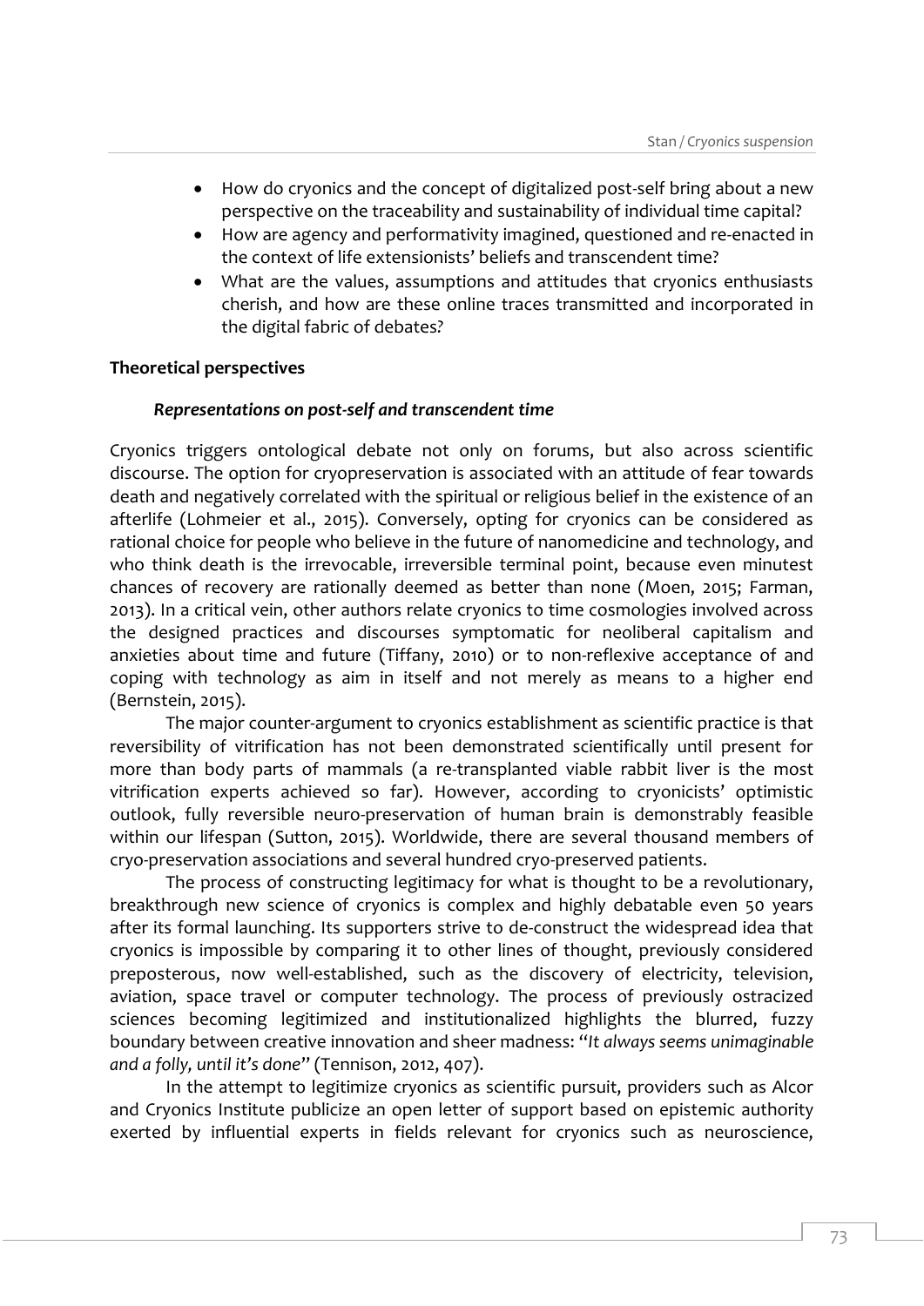- How do cryonics and the concept of digitalized post-self bring about a new perspective on the traceability and sustainability of individual time capital?
- How are agency and performativity imagined, questioned and re-enacted in the context of life extensionists' beliefs and transcendent time?
- What are the values, assumptions and attitudes that cryonics enthusiasts cherish, and how are these online traces transmitted and incorporated in the digital fabric of debates?

## Theoretical perspectives

### *Representations on post-self and transcendent time*

Cryonics triggers ontological debate not only on forums, but also across scientific discourse. The option for cryopreservation is associated with an attitude of fear towards death and negatively correlated with the spiritual or religious belief in the existence of an afterlife (Lohmeier et al., 2015). Conversely, opting for cryonics can be considered as rational choice for people who believe in the future of nanomedicine and technology, and who think death is the irrevocable, irreversible terminal point, because even minutest chances of recovery are rationally deemed as better than none (Moen, 2015; Farman, 2013). In a critical vein, other authors relate cryonics to time cosmologies involved across the designed practices and discourses symptomatic for neoliberal capitalism and anxieties about time and future (Tiffany, 2010) or to non-reflexive acceptance of and coping with technology as aim in itself and not merely as means to a higher end (Bernstein, 2015).

The major counter-argument to cryonics establishment as scientific practice is that reversibility of vitrification has not been demonstrated scientifically until present for more than body parts of mammals (a re-transplanted viable rabbit liver is the most vitrification experts achieved so far). However, according to cryonicists' optimistic outlook, fully reversible neuro-preservation of human brain is demonstrably feasible within our lifespan (Sutton, 2015). Worldwide, there are several thousand members of cryo-preservation associations and several hundred cryo-preserved patients.

The process of constructing legitimacy for what is thought to be a revolutionary, breakthrough new science of cryonics is complex and highly debatable even 50 years after its formal launching. Its supporters strive to de-construct the widespread idea that cryonics is impossible by comparing it to other lines of thought, previously considered preposterous, now well-established, such as the discovery of electricity, television, aviation, space travel or computer technology. The process of previously ostracized sciences becoming legitimized and institutionalized highlights the blurred, fuzzy boundary between creative innovation and sheer madness: "*It always seems unimaginable and a folly, until it's done*" (Tennison, 2012, 407).

In the attempt to legitimize cryonics as scientific pursuit, providers such as Alcor and Cryonics Institute publicize an open letter of support based on epistemic authority exerted by influential experts in fields relevant for cryonics such as neuroscience,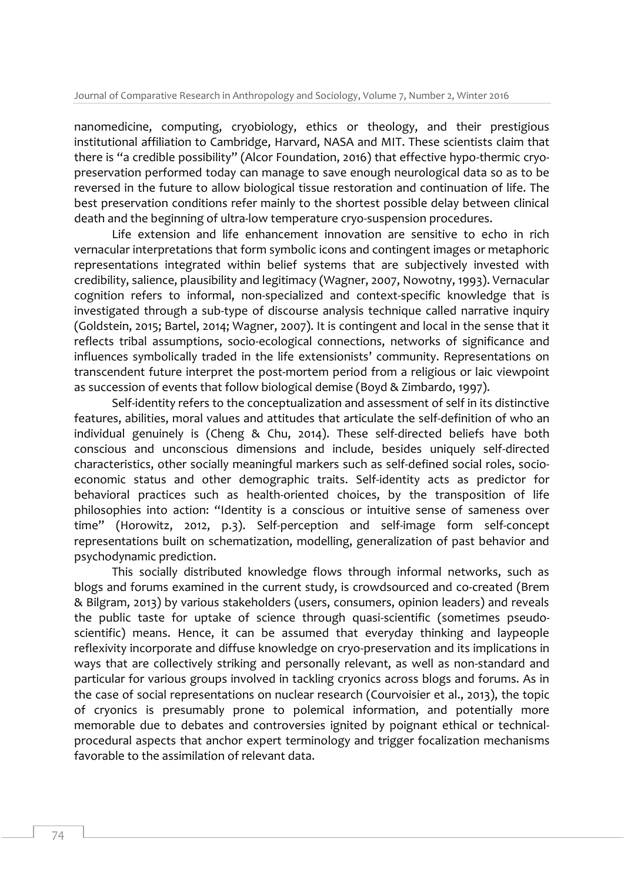nanomedicine, computing, cryobiology, ethics or theology, and their prestigious institutional affiliation to Cambridge, Harvard, NASA and MIT. These scientists claim that there is "a credible possibility" (Alcor Foundation, 2016) that effective hypo-thermic cryo-preservation performed today can manage to save enough neurological data so as to be reversed in the future to allow biological tissue restoration and continuation of life. The best preservation conditions refer mainly to the shortest possible delay between clinical death and the beginning of ultra-low temperature cryo-suspension procedures.

Life extension and life enhancement innovation are sensitive to echo in rich vernacular interpretations that form symbolic icons and contingent images or metaphoric representations integrated within belief systems that are subjectively invested with credibility, salience, plausibility and legitimacy (Wagner, 2007, Nowotny, 1993). Vernacular cognition refers to informal, non-specialized and context-specific knowledge that is investigated through a sub-type of discourse analysis technique called narrative inquiry (Goldstein, 2015; Bartel, 2014; Wagner, 2007). It is contingent and local in the sense that it reflects tribal assumptions, socio-ecological connections, networks of significance and influences symbolically traded in the life extensionists' community. Representations on transcendent future interpret the post-mortem period from a religious or laic viewpoint as succession of events that follow biological demise (Boyd & Zimbardo, 1997).

Self-identity refers to the conceptualization and assessment of self in its distinctive features, abilities, moral values and attitudes that articulate the self-definition of who an individual genuinely is (Cheng & Chu, 2014). These self-directed beliefs have both conscious and unconscious dimensions and include, besides uniquely self-directed characteristics, other socially meaningful markers such as self-defined social roles, socio-economic status and other demographic traits. Self-identity acts as predictor for behavioral practices such as health-oriented choices, by the transposition of life philosophies into action: "Identity is a conscious or intuitive sense of sameness over time" (Horowitz, 2012, p.3). Self-perception and self-image form self-concept representations built on schematization, modelling, generalization of past behavior and psychodynamic prediction.

This socially distributed knowledge flows through informal networks, such as blogs and forums examined in the current study, is crowdsourced and co-created (Brem & Bilgram, 2013) by various stakeholders (users, consumers, opinion leaders) and reveals the public taste for uptake of science through quasi-scientific (sometimes pseudo-scientific) means. Hence, it can be assumed that everyday thinking and laypeople reflexivity incorporate and diffuse knowledge on cryo-preservation and its implications in ways that are collectively striking and personally relevant, as well as non-standard and particular for various groups involved in tackling cryonics across blogs and forums. As in the case of social representations on nuclear research (Courvoisier et al., 2013), the topic of cryonics is presumably prone to polemical information, and potentially more memorable due to debates and controversies ignited by poignant ethical or technical-procedural aspects that anchor expert terminology and trigger focalization mechanisms favorable to the assimilation of relevant data.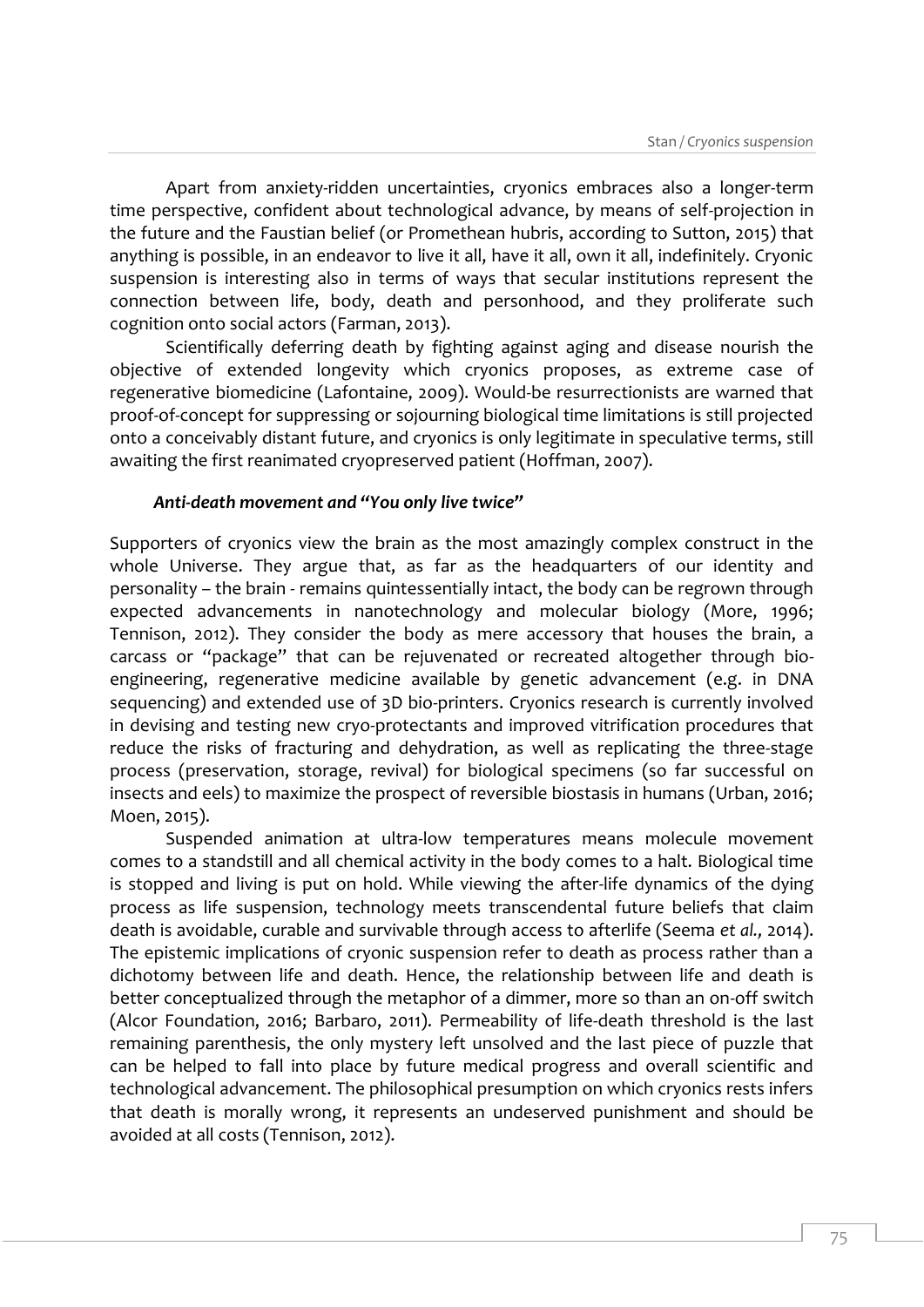Apart from anxiety-ridden uncertainties, cryonics embraces also a longer-term time perspective, confident about technological advance, by means of self-projection in the future and the Faustian belief (or Promethean hubris, according to Sutton, 2015) that anything is possible, in an endeavor to live it all, have it all, own it all, indefinitely. Cryonic suspension is interesting also in terms of ways that secular institutions represent the connection between life, body, death and personhood, and they proliferate such cognition onto social actors (Farman, 2013).

Scientifically deferring death by fighting against aging and disease nourish the objective of extended longevity which cryonics proposes, as extreme case of regenerative biomedicine (Lafontaine, 2009). Would-be resurrectionists are warned that proof-of-concept for suppressing or sojourning biological time limitations is still projected onto a conceivably distant future, and cryonics is only legitimate in speculative terms, still awaiting the first reanimated cryopreserved patient (Hoffman, 2007).

### *Anti-death movement and "You only live twice"*

Supporters of cryonics view the brain as the most amazingly complex construct in the whole Universe. They argue that, as far as the headquarters of our identity and personality – the brain - remains quintessentially intact, the body can be regrown through expected advancements in nanotechnology and molecular biology (More, 1996; Tennison, 2012). They consider the body as mere accessory that houses the brain, a carcass or "package" that can be rejuvenated or recreated altogether through bio-engineering, regenerative medicine available by genetic advancement (e.g. in DNA sequencing) and extended use of 3D bio-printers. Cryonics research is currently involved in devising and testing new cryo-protectants and improved vitrification procedures that reduce the risks of fracturing and dehydration, as well as replicating the three-stage process (preservation, storage, revival) for biological specimens (so far successful on insects and eels) to maximize the prospect of reversible biostasis in humans (Urban, 2016; Moen, 2015).

Suspended animation at ultra-low temperatures means molecule movement comes to a standstill and all chemical activity in the body comes to a halt. Biological time is stopped and living is put on hold. While viewing the after-life dynamics of the dying process as life suspension, technology meets transcendental future beliefs that claim death is avoidable, curable and survivable through access to afterlife (Seema *et al.,* 2014). The epistemic implications of cryonic suspension refer to death as process rather than a dichotomy between life and death. Hence, the relationship between life and death is better conceptualized through the metaphor of a dimmer, more so than an on-off switch (Alcor Foundation, 2016; Barbaro, 2011). Permeability of life-death threshold is the last remaining parenthesis, the only mystery left unsolved and the last piece of puzzle that can be helped to fall into place by future medical progress and overall scientific and technological advancement. The philosophical presumption on which cryonics rests infers that death is morally wrong, it represents an undeserved punishment and should be avoided at all costs (Tennison, 2012).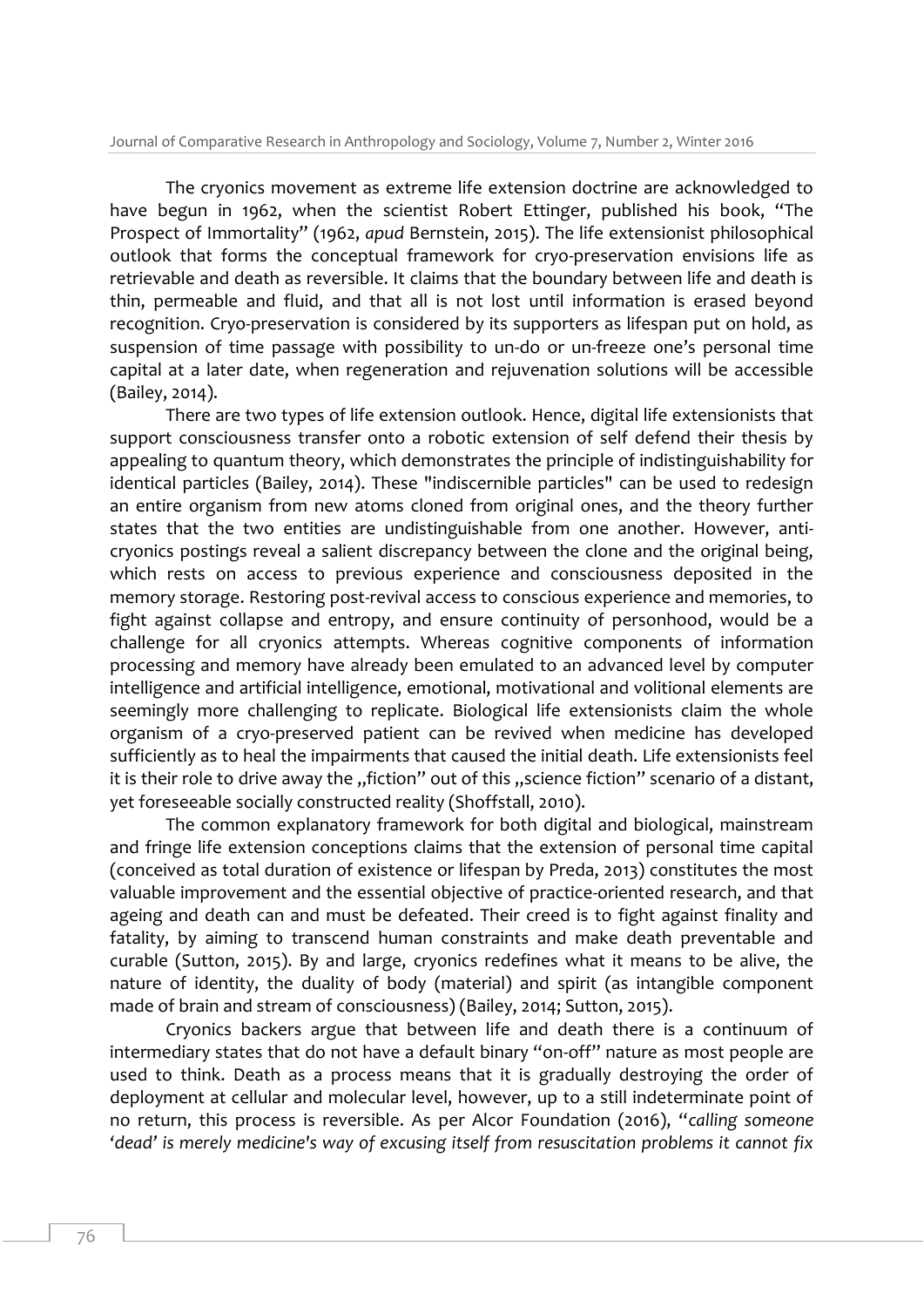The cryonics movement as extreme life extension doctrine are acknowledged to have begun in 1962, when the scientist Robert Ettinger, published his book, "The Prospect of Immortality" (1962, *apud* Bernstein, 2015). The life extensionist philosophical outlook that forms the conceptual framework for cryo-preservation envisions life as retrievable and death as reversible. It claims that the boundary between life and death is thin, permeable and fluid, and that all is not lost until information is erased beyond recognition. Cryo-preservation is considered by its supporters as lifespan put on hold, as suspension of time passage with possibility to un-do or un-freeze one's personal time capital at a later date, when regeneration and rejuvenation solutions will be accessible (Bailey, 2014).

There are two types of life extension outlook. Hence, digital life extensionists that support consciousness transfer onto a robotic extension of self defend their thesis by appealing to quantum theory, which demonstrates the principle of indistinguishability for identical particles (Bailey, 2014). These "indiscernible particles" can be used to redesign an entire organism from new atoms cloned from original ones, and the theory further states that the two entities are undistinguishable from one another. However, anti-cryonics postings reveal a salient discrepancy between the clone and the original being, which rests on access to previous experience and consciousness deposited in the memory storage. Restoring post-revival access to conscious experience and memories, to fight against collapse and entropy, and ensure continuity of personhood, would be a challenge for all cryonics attempts. Whereas cognitive components of information processing and memory have already been emulated to an advanced level by computer intelligence and artificial intelligence, emotional, motivational and volitional elements are seemingly more challenging to replicate. Biological life extensionists claim the whole organism of a cryo-preserved patient can be revived when medicine has developed sufficiently as to heal the impairments that caused the initial death. Life extensionists feel it is their role to drive away the „fiction" out of this „science fiction" scenario of a distant, yet foreseeable socially constructed reality (Shoffstall, 2010).

The common explanatory framework for both digital and biological, mainstream and fringe life extension conceptions claims that the extension of personal time capital (conceived as total duration of existence or lifespan by Preda, 2013) constitutes the most valuable improvement and the essential objective of practice-oriented research, and that ageing and death can and must be defeated. Their creed is to fight against finality and fatality, by aiming to transcend human constraints and make death preventable and curable (Sutton, 2015). By and large, cryonics redefines what it means to be alive, the nature of identity, the duality of body (material) and spirit (as intangible component made of brain and stream of consciousness) (Bailey, 2014; Sutton, 2015).

Cryonics backers argue that between life and death there is a continuum of intermediary states that do not have a default binary "on-off" nature as most people are used to think. Death as a process means that it is gradually destroying the order of deployment at cellular and molecular level, however, up to a still indeterminate point of no return, this process is reversible. As per Alcor Foundation (2016), "*calling someone 'dead' is merely medicine's way of excusing itself from resuscitation problems it cannot fix*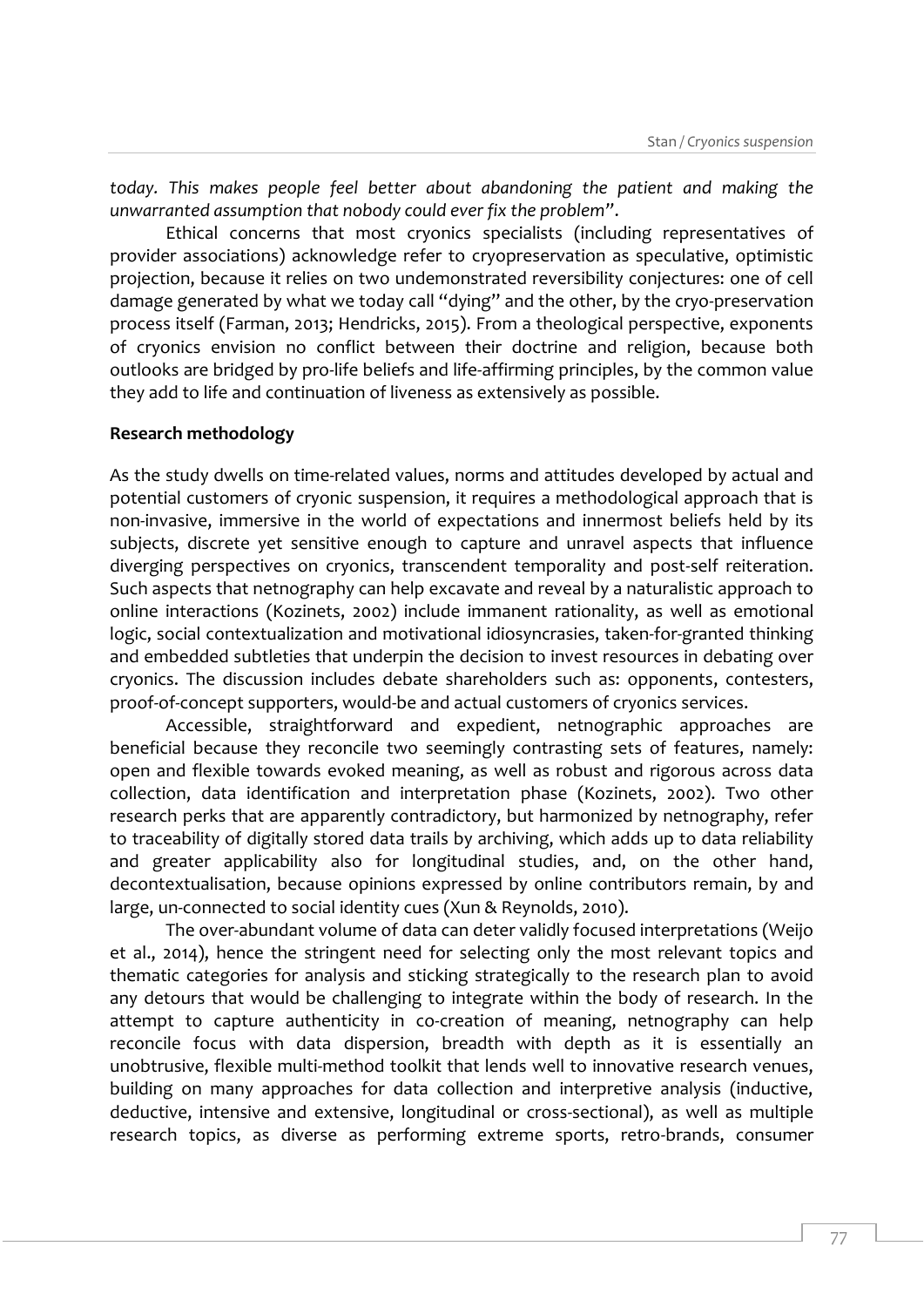*today. This makes people feel better about abandoning the patient and making the unwarranted assumption that nobody could ever fix the problem*".

Ethical concerns that most cryonics specialists (including representatives of provider associations) acknowledge refer to cryopreservation as speculative, optimistic projection, because it relies on two undemonstrated reversibility conjectures: one of cell damage generated by what we today call "dying" and the other, by the cryo-preservation process itself (Farman, 2013; Hendricks, 2015). From a theological perspective, exponents of cryonics envision no conflict between their doctrine and religion, because both outlooks are bridged by pro-life beliefs and life-affirming principles, by the common value they add to life and continuation of liveness as extensively as possible.

**Research methodology**

As the study dwells on time-related values, norms and attitudes developed by actual and potential customers of cryonic suspension, it requires a methodological approach that is non-invasive, immersive in the world of expectations and innermost beliefs held by its subjects, discrete yet sensitive enough to capture and unravel aspects that influence diverging perspectives on cryonics, transcendent temporality and post-self reiteration. Such aspects that netnography can help excavate and reveal by a naturalistic approach to online interactions (Kozinets, 2002) include immanent rationality, as well as emotional logic, social contextualization and motivational idiosyncrasies, taken-for-granted thinking and embedded subtleties that underpin the decision to invest resources in debating over cryonics. The discussion includes debate shareholders such as: opponents, contesters, proof-of-concept supporters, would-be and actual customers of cryonics services.

Accessible, straightforward and expedient, netnographic approaches are beneficial because they reconcile two seemingly contrasting sets of features, namely: open and flexible towards evoked meaning, as well as robust and rigorous across data collection, data identification and interpretation phase (Kozinets, 2002). Two other research perks that are apparently contradictory, but harmonized by netnography, refer to traceability of digitally stored data trails by archiving, which adds up to data reliability and greater applicability also for longitudinal studies, and, on the other hand, decontextualisation, because opinions expressed by online contributors remain, by and large, un-connected to social identity cues (Xun & Reynolds, 2010).

The over-abundant volume of data can deter validly focused interpretations (Weijo et al., 2014), hence the stringent need for selecting only the most relevant topics and thematic categories for analysis and sticking strategically to the research plan to avoid any detours that would be challenging to integrate within the body of research. In the attempt to capture authenticity in co-creation of meaning, netnography can help reconcile focus with data dispersion, breadth with depth as it is essentially an unobtrusive, flexible multi-method toolkit that lends well to innovative research venues, building on many approaches for data collection and interpretive analysis (inductive, deductive, intensive and extensive, longitudinal or cross-sectional), as well as multiple research topics, as diverse as performing extreme sports, retro-brands, consumer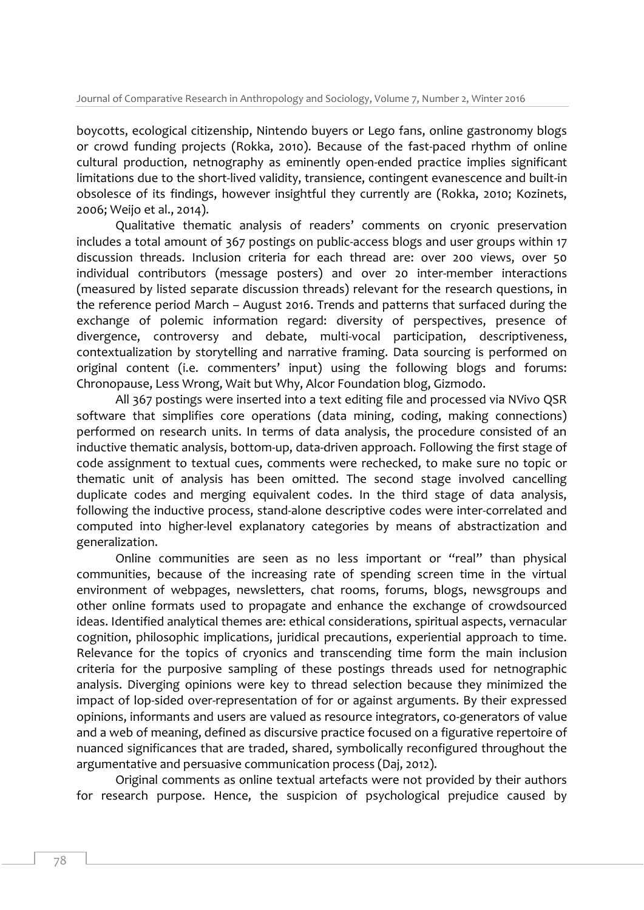boycotts, ecological citizenship, Nintendo buyers or Lego fans, online gastronomy blogs or crowd funding projects (Rokka, 2010). Because of the fast-paced rhythm of online cultural production, netnography as eminently open-ended practice implies significant limitations due to the short-lived validity, transience, contingent evanescence and built-in obsolesce of its findings, however insightful they currently are (Rokka, 2010; Kozinets, 2006; Weijo et al., 2014).

Qualitative thematic analysis of readers' comments on cryonic preservation includes a total amount of 367 postings on public-access blogs and user groups within 17 discussion threads. Inclusion criteria for each thread are: over 200 views, over 50 individual contributors (message posters) and over 20 inter-member interactions (measured by listed separate discussion threads) relevant for the research questions, in the reference period March – August 2016. Trends and patterns that surfaced during the exchange of polemic information regard: diversity of perspectives, presence of divergence, controversy and debate, multi-vocal participation, descriptiveness, contextualization by storytelling and narrative framing. Data sourcing is performed on original content (i.e. commenters' input) using the following blogs and forums: Chronopause, Less Wrong, Wait but Why, Alcor Foundation blog, Gizmodo.

All 367 postings were inserted into a text editing file and processed via NVivo QSR software that simplifies core operations (data mining, coding, making connections) performed on research units. In terms of data analysis, the procedure consisted of an inductive thematic analysis, bottom-up, data-driven approach. Following the first stage of code assignment to textual cues, comments were rechecked, to make sure no topic or thematic unit of analysis has been omitted. The second stage involved cancelling duplicate codes and merging equivalent codes. In the third stage of data analysis, following the inductive process, stand-alone descriptive codes were inter-correlated and computed into higher-level explanatory categories by means of abstractization and generalization.

Online communities are seen as no less important or "real" than physical communities, because of the increasing rate of spending screen time in the virtual environment of webpages, newsletters, chat rooms, forums, blogs, newsgroups and other online formats used to propagate and enhance the exchange of crowdsourced ideas. Identified analytical themes are: ethical considerations, spiritual aspects, vernacular cognition, philosophic implications, juridical precautions, experiential approach to time. Relevance for the topics of cryonics and transcending time form the main inclusion criteria for the purposive sampling of these postings threads used for netnographic analysis. Diverging opinions were key to thread selection because they minimized the impact of lop-sided over-representation of for or against arguments. By their expressed opinions, informants and users are valued as resource integrators, co-generators of value and a web of meaning, defined as discursive practice focused on a figurative repertoire of nuanced significances that are traded, shared, symbolically reconfigured throughout the argumentative and persuasive communication process (Daj, 2012).

Original comments as online textual artefacts were not provided by their authors for research purpose. Hence, the suspicion of psychological prejudice caused by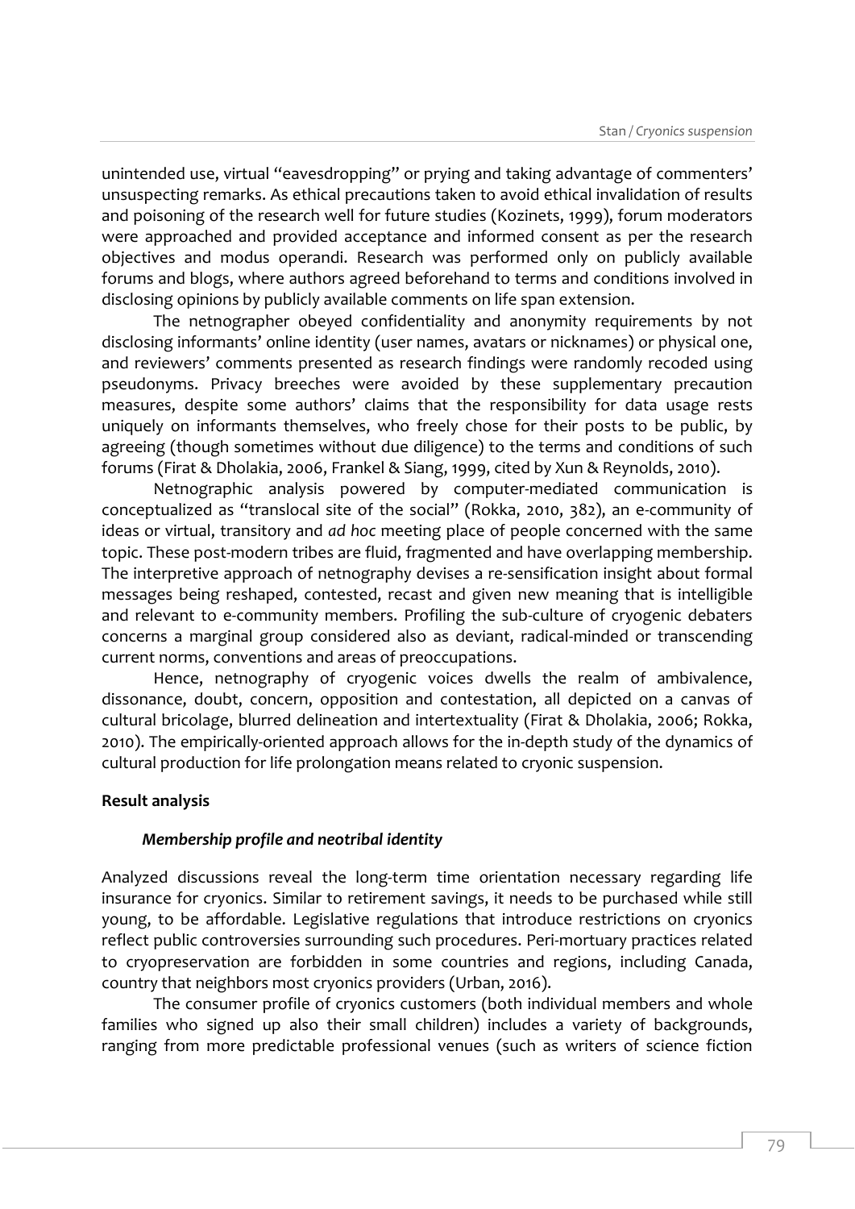unintended use, virtual "eavesdropping" or prying and taking advantage of commenters' unsuspecting remarks. As ethical precautions taken to avoid ethical invalidation of results and poisoning of the research well for future studies (Kozinets, 1999), forum moderators were approached and provided acceptance and informed consent as per the research objectives and modus operandi. Research was performed only on publicly available forums and blogs, where authors agreed beforehand to terms and conditions involved in disclosing opinions by publicly available comments on life span extension.

The netnographer obeyed confidentiality and anonymity requirements by not disclosing informants' online identity (user names, avatars or nicknames) or physical one, and reviewers' comments presented as research findings were randomly recoded using pseudonyms. Privacy breeches were avoided by these supplementary precaution measures, despite some authors' claims that the responsibility for data usage rests uniquely on informants themselves, who freely chose for their posts to be public, by agreeing (though sometimes without due diligence) to the terms and conditions of such forums (Firat & Dholakia, 2006, Frankel & Siang, 1999, cited by Xun & Reynolds, 2010).

Netnographic analysis powered by computer-mediated communication is conceptualized as "translocal site of the social" (Rokka, 2010, 382), an e-community of ideas or virtual, transitory and *ad hoc* meeting place of people concerned with the same topic. These post-modern tribes are fluid, fragmented and have overlapping membership. The interpretive approach of netnography devises a re-sensification insight about formal messages being reshaped, contested, recast and given new meaning that is intelligible and relevant to e-community members. Profiling the sub-culture of cryogenic debaters concerns a marginal group considered also as deviant, radical-minded or transcending current norms, conventions and areas of preoccupations.

Hence, netnography of cryogenic voices dwells the realm of ambivalence, dissonance, doubt, concern, opposition and contestation, all depicted on a canvas of cultural bricolage, blurred delineation and intertextuality (Firat & Dholakia, 2006; Rokka, 2010). The empirically-oriented approach allows for the in-depth study of the dynamics of cultural production for life prolongation means related to cryonic suspension.

## Result analysis

### *Membership profile and neotribal identity*

Analyzed discussions reveal the long-term time orientation necessary regarding life insurance for cryonics. Similar to retirement savings, it needs to be purchased while still young, to be affordable. Legislative regulations that introduce restrictions on cryonics reflect public controversies surrounding such procedures. Peri-mortuary practices related to cryopreservation are forbidden in some countries and regions, including Canada, country that neighbors most cryonics providers (Urban, 2016).

The consumer profile of cryonics customers (both individual members and whole families who signed up also their small children) includes a variety of backgrounds, ranging from more predictable professional venues (such as writers of science fiction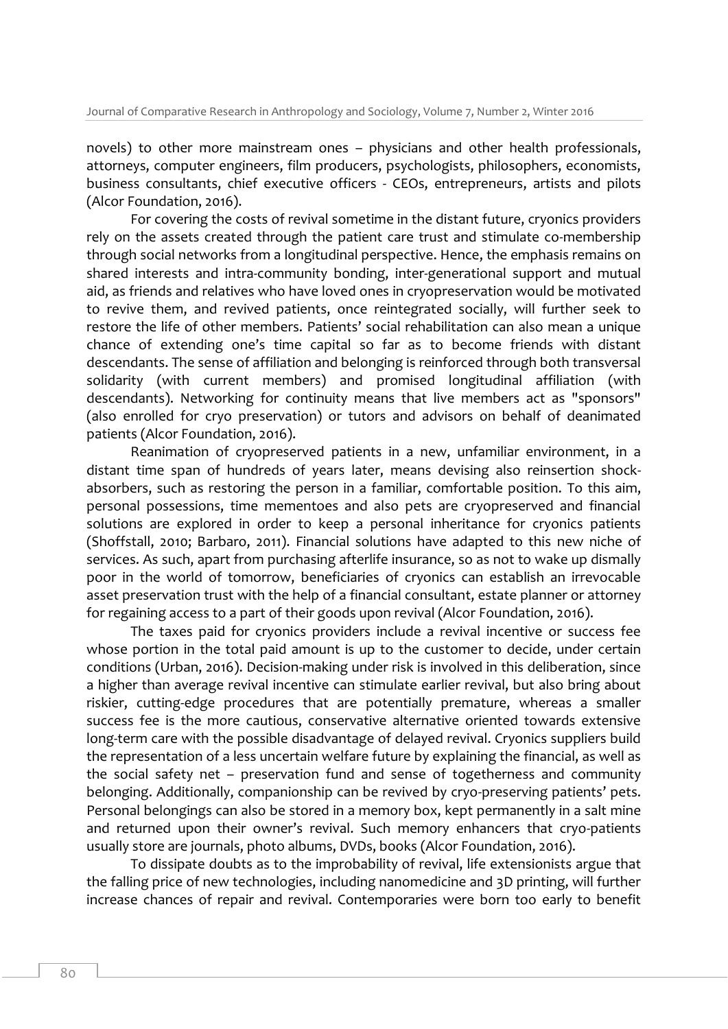novels) to other more mainstream ones – physicians and other health professionals, attorneys, computer engineers, film producers, psychologists, philosophers, economists, business consultants, chief executive officers - CEOs, entrepreneurs, artists and pilots (Alcor Foundation, 2016).

For covering the costs of revival sometime in the distant future, cryonics providers rely on the assets created through the patient care trust and stimulate co-membership through social networks from a longitudinal perspective. Hence, the emphasis remains on shared interests and intra-community bonding, inter-generational support and mutual aid, as friends and relatives who have loved ones in cryopreservation would be motivated to revive them, and revived patients, once reintegrated socially, will further seek to restore the life of other members. Patients' social rehabilitation can also mean a unique chance of extending one's time capital so far as to become friends with distant descendants. The sense of affiliation and belonging is reinforced through both transversal solidarity (with current members) and promised longitudinal affiliation (with descendants). Networking for continuity means that live members act as "sponsors" (also enrolled for cryo preservation) or tutors and advisors on behalf of deanimated patients (Alcor Foundation, 2016).

Reanimation of cryopreserved patients in a new, unfamiliar environment, in a distant time span of hundreds of years later, means devising also reinsertion shock-absorbers, such as restoring the person in a familiar, comfortable position. To this aim, personal possessions, time mementoes and also pets are cryopreserved and financial solutions are explored in order to keep a personal inheritance for cryonics patients (Shoffstall, 2010; Barbaro, 2011). Financial solutions have adapted to this new niche of services. As such, apart from purchasing afterlife insurance, so as not to wake up dismally poor in the world of tomorrow, beneficiaries of cryonics can establish an irrevocable asset preservation trust with the help of a financial consultant, estate planner or attorney for regaining access to a part of their goods upon revival (Alcor Foundation, 2016).

The taxes paid for cryonics providers include a revival incentive or success fee whose portion in the total paid amount is up to the customer to decide, under certain conditions (Urban, 2016). Decision-making under risk is involved in this deliberation, since a higher than average revival incentive can stimulate earlier revival, but also bring about riskier, cutting-edge procedures that are potentially premature, whereas a smaller success fee is the more cautious, conservative alternative oriented towards extensive long-term care with the possible disadvantage of delayed revival. Cryonics suppliers build the representation of a less uncertain welfare future by explaining the financial, as well as the social safety net – preservation fund and sense of togetherness and community belonging. Additionally, companionship can be revived by cryo-preserving patients' pets. Personal belongings can also be stored in a memory box, kept permanently in a salt mine and returned upon their owner's revival. Such memory enhancers that cryo-patients usually store are journals, photo albums, DVDs, books (Alcor Foundation, 2016).

To dissipate doubts as to the improbability of revival, life extensionists argue that the falling price of new technologies, including nanomedicine and 3D printing, will further increase chances of repair and revival. Contemporaries were born too early to benefit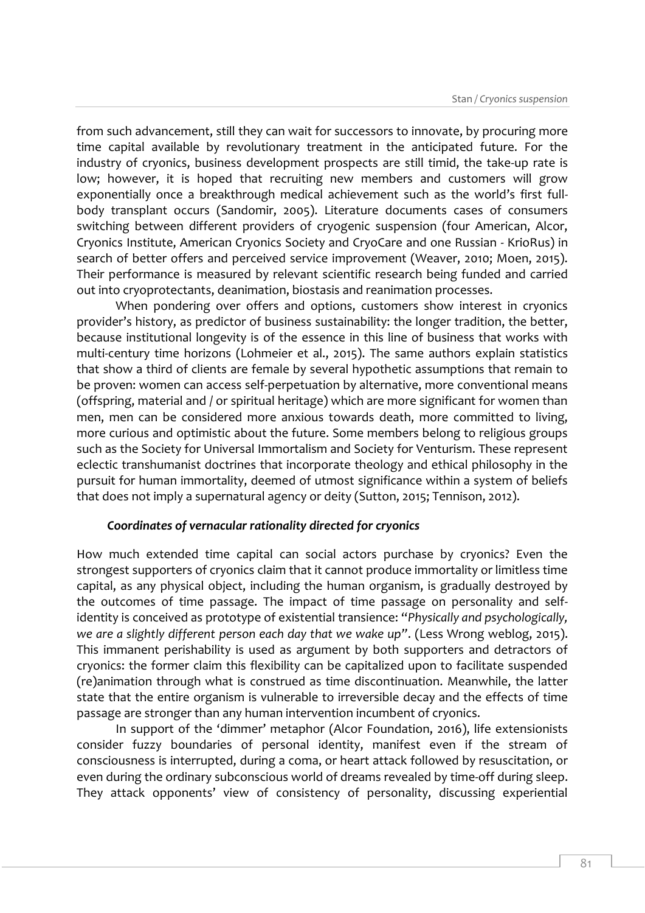from such advancement, still they can wait for successors to innovate, by procuring more time capital available by revolutionary treatment in the anticipated future. For the industry of cryonics, business development prospects are still timid, the take-up rate is low; however, it is hoped that recruiting new members and customers will grow exponentially once a breakthrough medical achievement such as the world's first full-body transplant occurs (Sandomir, 2005). Literature documents cases of consumers switching between different providers of cryogenic suspension (four American, Alcor, Cryonics Institute, American Cryonics Society and CryoCare and one Russian - KrioRus) in search of better offers and perceived service improvement (Weaver, 2010; Moen, 2015). Their performance is measured by relevant scientific research being funded and carried out into cryoprotectants, deanimation, biostasis and reanimation processes.

When pondering over offers and options, customers show interest in cryonics provider's history, as predictor of business sustainability: the longer tradition, the better, because institutional longevity is of the essence in this line of business that works with multi-century time horizons (Lohmeier et al., 2015). The same authors explain statistics that show a third of clients are female by several hypothetic assumptions that remain to be proven: women can access self-perpetuation by alternative, more conventional means (offspring, material and / or spiritual heritage) which are more significant for women than men, men can be considered more anxious towards death, more committed to living, more curious and optimistic about the future. Some members belong to religious groups such as the Society for Universal Immortalism and Society for Venturism. These represent eclectic transhumanist doctrines that incorporate theology and ethical philosophy in the pursuit for human immortality, deemed of utmost significance within a system of beliefs that does not imply a supernatural agency or deity (Sutton, 2015; Tennison, 2012).

### *Coordinates of vernacular rationality directed for cryonics*

How much extended time capital can social actors purchase by cryonics? Even the strongest supporters of cryonics claim that it cannot produce immortality or limitless time capital, as any physical object, including the human organism, is gradually destroyed by the outcomes of time passage. The impact of time passage on personality and self-identity is conceived as prototype of existential transience: "*Physically and psychologically, we are a slightly different person each day that we wake up*". (Less Wrong weblog, 2015). This immanent perishability is used as argument by both supporters and detractors of cryonics: the former claim this flexibility can be capitalized upon to facilitate suspended (re)animation through what is construed as time discontinuation. Meanwhile, the latter state that the entire organism is vulnerable to irreversible decay and the effects of time passage are stronger than any human intervention incumbent of cryonics.

In support of the 'dimmer' metaphor (Alcor Foundation, 2016), life extensionists consider fuzzy boundaries of personal identity, manifest even if the stream of consciousness is interrupted, during a coma, or heart attack followed by resuscitation, or even during the ordinary subconscious world of dreams revealed by time-off during sleep. They attack opponents' view of consistency of personality, discussing experiential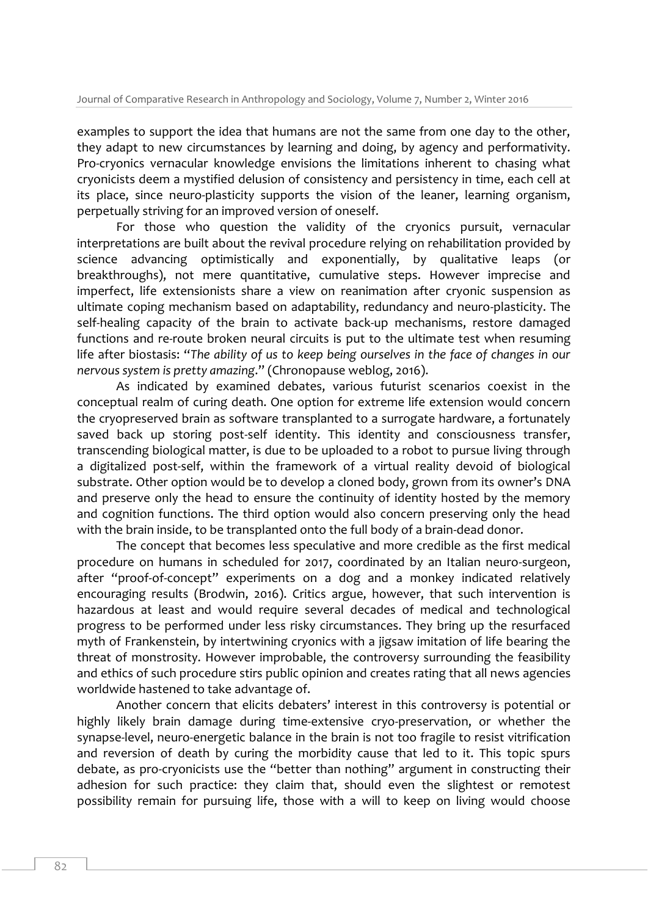examples to support the idea that humans are not the same from one day to the other, they adapt to new circumstances by learning and doing, by agency and performativity. Pro-cryonics vernacular knowledge envisions the limitations inherent to chasing what cryonicists deem a mystified delusion of consistency and persistency in time, each cell at its place, since neuro-plasticity supports the vision of the leaner, learning organism, perpetually striving for an improved version of oneself.

For those who question the validity of the cryonics pursuit, vernacular interpretations are built about the revival procedure relying on rehabilitation provided by science advancing optimistically and exponentially, by qualitative leaps (or breakthroughs), not mere quantitative, cumulative steps. However imprecise and imperfect, life extensionists share a view on reanimation after cryonic suspension as ultimate coping mechanism based on adaptability, redundancy and neuro-plasticity. The self-healing capacity of the brain to activate back-up mechanisms, restore damaged functions and re-route broken neural circuits is put to the ultimate test when resuming life after biostasis: "*The ability of us to keep being ourselves in the face of changes in our nervous system is pretty amazing*." (Chronopause weblog, 2016).

As indicated by examined debates, various futurist scenarios coexist in the conceptual realm of curing death. One option for extreme life extension would concern the cryopreserved brain as software transplanted to a surrogate hardware, a fortunately saved back up storing post-self identity. This identity and consciousness transfer, transcending biological matter, is due to be uploaded to a robot to pursue living through a digitalized post-self, within the framework of a virtual reality devoid of biological substrate. Other option would be to develop a cloned body, grown from its owner's DNA and preserve only the head to ensure the continuity of identity hosted by the memory and cognition functions. The third option would also concern preserving only the head with the brain inside, to be transplanted onto the full body of a brain-dead donor.

The concept that becomes less speculative and more credible as the first medical procedure on humans in scheduled for 2017, coordinated by an Italian neuro-surgeon, after "proof-of-concept" experiments on a dog and a monkey indicated relatively encouraging results (Brodwin, 2016). Critics argue, however, that such intervention is hazardous at least and would require several decades of medical and technological progress to be performed under less risky circumstances. They bring up the resurfaced myth of Frankenstein, by intertwining cryonics with a jigsaw imitation of life bearing the threat of monstrosity. However improbable, the controversy surrounding the feasibility and ethics of such procedure stirs public opinion and creates rating that all news agencies worldwide hastened to take advantage of.

Another concern that elicits debaters' interest in this controversy is potential or highly likely brain damage during time-extensive cryo-preservation, or whether the synapse-level, neuro-energetic balance in the brain is not too fragile to resist vitrification and reversion of death by curing the morbidity cause that led to it. This topic spurs debate, as pro-cryonicists use the "better than nothing" argument in constructing their adhesion for such practice: they claim that, should even the slightest or remotest possibility remain for pursuing life, those with a will to keep on living would choose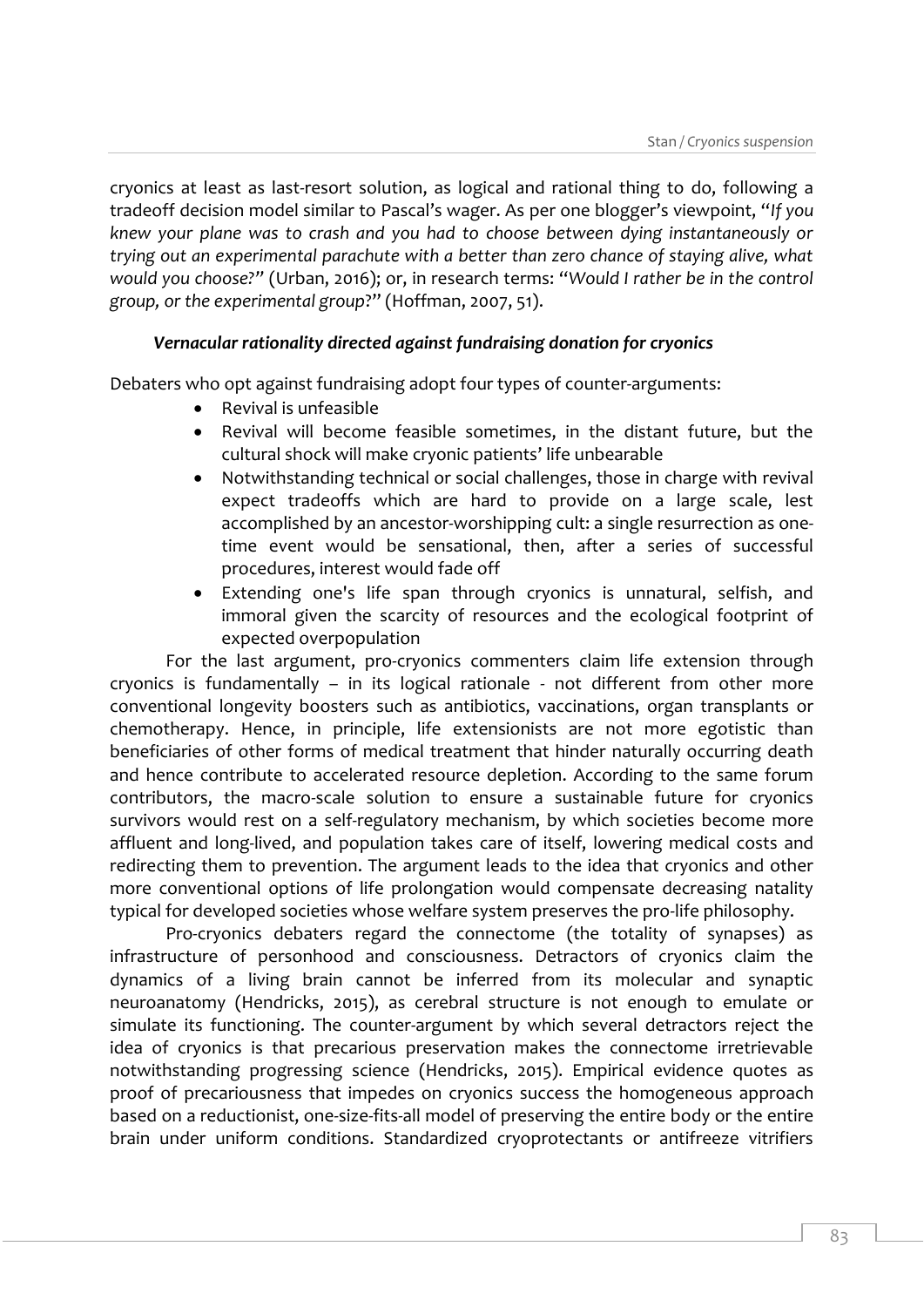cryonics at least as last-resort solution, as logical and rational thing to do, following a tradeoff decision model similar to Pascal's wager. As per one blogger's viewpoint, "*If you knew your plane was to crash and you had to choose between dying instantaneously or trying out an experimental parachute with a better than zero chance of staying alive, what would you choose?*" (Urban, 2016); or, in research terms: "*Would I rather be in the control group, or the experimental group?*" (Hoffman, 2007, 51).

#### *Vernacular rationality directed against fundraising donation for cryonics*

Debaters who opt against fundraising adopt four types of counter-arguments:

- Revival is unfeasible
- Revival will become feasible sometimes, in the distant future, but the cultural shock will make cryonic patients' life unbearable
- Notwithstanding technical or social challenges, those in charge with revival expect tradeoffs which are hard to provide on a large scale, lest accomplished by an ancestor-worshipping cult: a single resurrection as one-time event would be sensational, then, after a series of successful procedures, interest would fade off
- Extending one's life span through cryonics is unnatural, selfish, and immoral given the scarcity of resources and the ecological footprint of expected overpopulation

For the last argument, pro-cryonics commenters claim life extension through cryonics is fundamentally – in its logical rationale - not different from other more conventional longevity boosters such as antibiotics, vaccinations, organ transplants or chemotherapy. Hence, in principle, life extensionists are not more egotistic than beneficiaries of other forms of medical treatment that hinder naturally occurring death and hence contribute to accelerated resource depletion. According to the same forum contributors, the macro-scale solution to ensure a sustainable future for cryonics survivors would rest on a self-regulatory mechanism, by which societies become more affluent and long-lived, and population takes care of itself, lowering medical costs and redirecting them to prevention. The argument leads to the idea that cryonics and other more conventional options of life prolongation would compensate decreasing natality typical for developed societies whose welfare system preserves the pro-life philosophy.

Pro-cryonics debaters regard the connectome (the totality of synapses) as infrastructure of personhood and consciousness. Detractors of cryonics claim the dynamics of a living brain cannot be inferred from its molecular and synaptic neuroanatomy (Hendricks, 2015), as cerebral structure is not enough to emulate or simulate its functioning. The counter-argument by which several detractors reject the idea of cryonics is that precarious preservation makes the connectome irretrievable notwithstanding progressing science (Hendricks, 2015). Empirical evidence quotes as proof of precariousness that impedes on cryonics success the homogeneous approach based on a reductionist, one-size-fits-all model of preserving the entire body or the entire brain under uniform conditions. Standardized cryoprotectants or antifreeze vitrifiers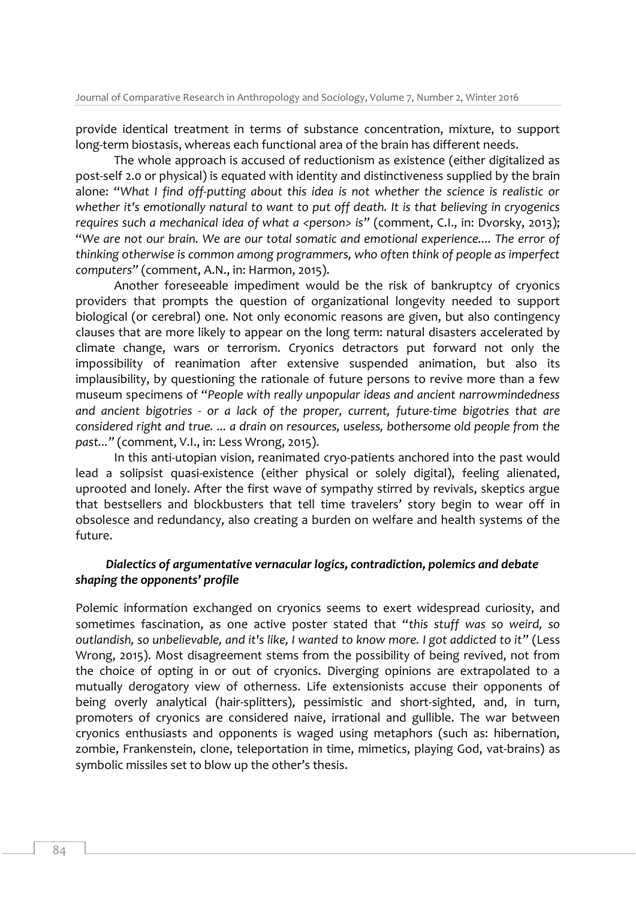provide identical treatment in terms of substance concentration, mixture, to support long-term biostasis, whereas each functional area of the brain has different needs.

The whole approach is accused of reductionism as existence (either digitalized as post-self 2.0 or physical) is equated with identity and distinctiveness supplied by the brain alone: "*What I find off-putting about this idea is not whether the science is realistic or whether it's emotionally natural to want to put off death. It is that believing in cryogenics requires such a mechanical idea of what a <person> is*" (comment, C.I., in: Dvorsky, 2013); "*We are not our brain. We are our total somatic and emotional experience.... The error of thinking otherwise is common among programmers, who often think of people as imperfect computers*" (comment, A.N., in: Harmon, 2015).

Another foreseeable impediment would be the risk of bankruptcy of cryonics providers that prompts the question of organizational longevity needed to support biological (or cerebral) one. Not only economic reasons are given, but also contingency clauses that are more likely to appear on the long term: natural disasters accelerated by climate change, wars or terrorism. Cryonics detractors put forward not only the impossibility of reanimation after extensive suspended animation, but also its implausibility, by questioning the rationale of future persons to revive more than a few museum specimens of "*People with really unpopular ideas and ancient narrowmindedness and ancient bigotries - or a lack of the proper, current, future-time bigotries that are considered right and true. ... a drain on resources, useless, bothersome old people from the past...*" (comment, V.I., in: Less Wrong, 2015).

In this anti-utopian vision, reanimated cryo-patients anchored into the past would lead a solipsist quasi-existence (either physical or solely digital), feeling alienated, uprooted and lonely. After the first wave of sympathy stirred by revivals, skeptics argue that bestsellers and blockbusters that tell time travelers' story begin to wear off in obsolesce and redundancy, also creating a burden on welfare and health systems of the future.

### *Dialectics of argumentative vernacular logics, contradiction, polemics and debate shaping the opponents' profile*

Polemic information exchanged on cryonics seems to exert widespread curiosity, and sometimes fascination, as one active poster stated that "*this stuff was so weird, so outlandish, so unbelievable, and it's like, I wanted to know more. I got addicted to it*" (Less Wrong, 2015). Most disagreement stems from the possibility of being revived, not from the choice of opting in or out of cryonics. Diverging opinions are extrapolated to a mutually derogatory view of otherness. Life extensionists accuse their opponents of being overly analytical (hair-splitters), pessimistic and short-sighted, and, in turn, promoters of cryonics are considered naive, irrational and gullible. The war between cryonics enthusiasts and opponents is waged using metaphors (such as: hibernation, zombie, Frankenstein, clone, teleportation in time, mimetics, playing God, vat-brains) as symbolic missiles set to blow up the other's thesis.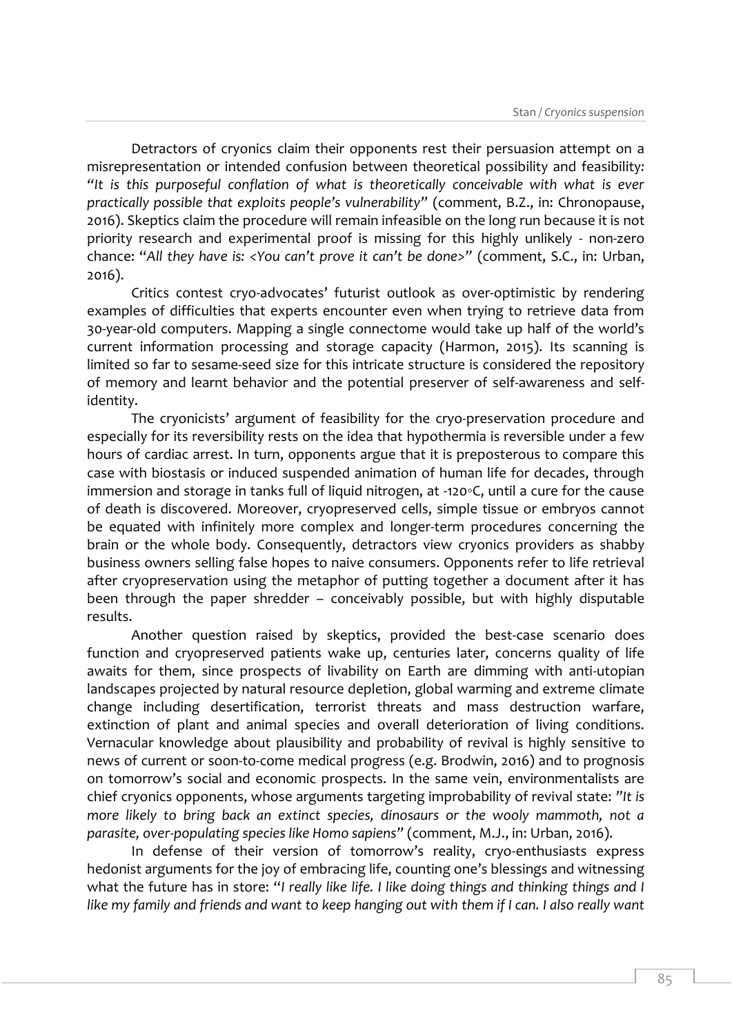Detractors of cryonics claim their opponents rest their persuasion attempt on a misrepresentation or intended confusion between theoretical possibility and feasibility: *"It is this purposeful conflation of what is theoretically conceivable with what is ever practically possible that exploits people's vulnerability"* (comment, B.Z., in: Chronopause, 2016). Skeptics claim the procedure will remain infeasible on the long run because it is not priority research and experimental proof is missing for this highly unlikely - non-zero chance: *"All they have is: <You can't prove it can't be done>"* (comment, S.C., in: Urban, 2016).

Critics contest cryo-advocates' futurist outlook as over-optimistic by rendering examples of difficulties that experts encounter even when trying to retrieve data from 30-year-old computers. Mapping a single connectome would take up half of the world's current information processing and storage capacity (Harmon, 2015). Its scanning is limited so far to sesame-seed size for this intricate structure is considered the repository of memory and learnt behavior and the potential preserver of self-awareness and self-identity.

The cryonicists' argument of feasibility for the cryo-preservation procedure and especially for its reversibility rests on the idea that hypothermia is reversible under a few hours of cardiac arrest. In turn, opponents argue that it is preposterous to compare this case with biostasis or induced suspended animation of human life for decades, through immersion and storage in tanks full of liquid nitrogen, at -120◦C, until a cure for the cause of death is discovered. Moreover, cryopreserved cells, simple tissue or embryos cannot be equated with infinitely more complex and longer-term procedures concerning the brain or the whole body. Consequently, detractors view cryonics providers as shabby business owners selling false hopes to naive consumers. Opponents refer to life retrieval after cryopreservation using the metaphor of putting together a document after it has been through the paper shredder – conceivably possible, but with highly disputable results.

Another question raised by skeptics, provided the best-case scenario does function and cryopreserved patients wake up, centuries later, concerns quality of life awaits for them, since prospects of livability on Earth are dimming with anti-utopian landscapes projected by natural resource depletion, global warming and extreme climate change including desertification, terrorist threats and mass destruction warfare, extinction of plant and animal species and overall deterioration of living conditions. Vernacular knowledge about plausibility and probability of revival is highly sensitive to news of current or soon-to-come medical progress (e.g. Brodwin, 2016) and to prognosis on tomorrow's social and economic prospects. In the same vein, environmentalists are chief cryonics opponents, whose arguments targeting improbability of revival state: *"It is more likely to bring back an extinct species, dinosaurs or the wooly mammoth, not a parasite, over-populating species like Homo sapiens"* (comment, M.J., in: Urban, 2016).

In defense of their version of tomorrow's reality, cryo-enthusiasts express hedonist arguments for the joy of embracing life, counting one's blessings and witnessing what the future has in store: *"I really like life. I like doing things and thinking things and I like my family and friends and want to keep hanging out with them if I can. I also really want*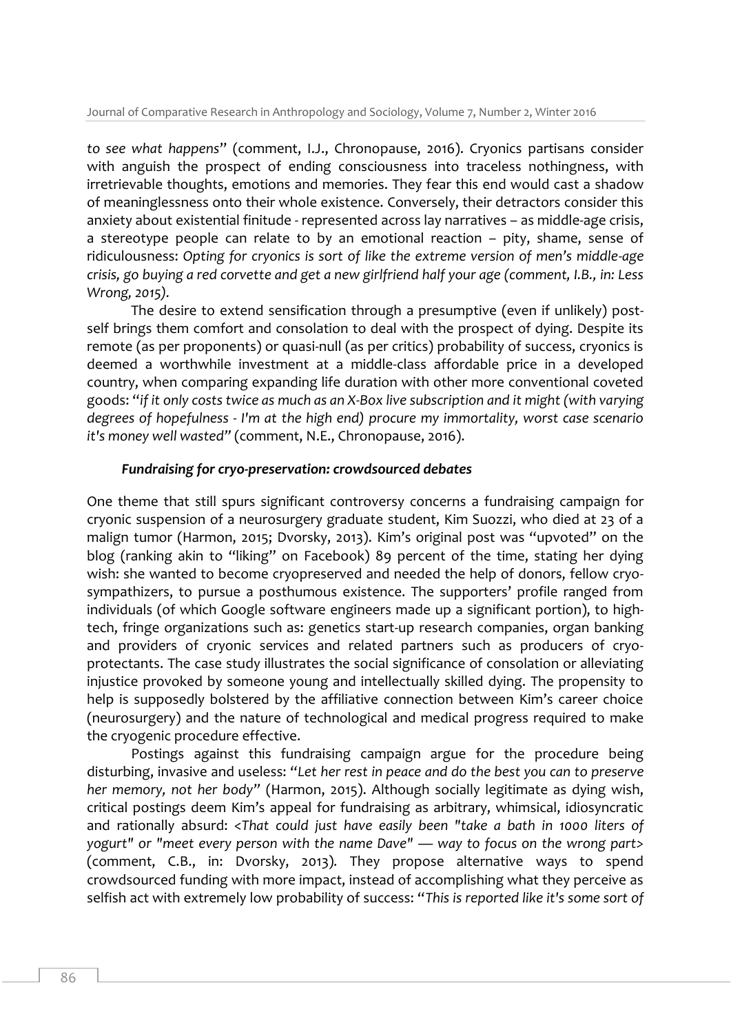*to see what happens*" (comment, I.J., Chronopause, 2016). Cryonics partisans consider with anguish the prospect of ending consciousness into traceless nothingness, with irretrievable thoughts, emotions and memories. They fear this end would cast a shadow of meaninglessness onto their whole existence. Conversely, their detractors consider this anxiety about existential finitude - represented across lay narratives – as middle-age crisis, a stereotype people can relate to by an emotional reaction – pity, shame, sense of ridiculousness: *Opting for cryonics is sort of like the extreme version of men's middle-age crisis, go buying a red corvette and get a new girlfriend half your age (comment, I.B., in: Less Wrong, 2015).*

The desire to extend sensification through a presumptive (even if unlikely) post-self brings them comfort and consolation to deal with the prospect of dying. Despite its remote (as per proponents) or quasi-null (as per critics) probability of success, cryonics is deemed a worthwhile investment at a middle-class affordable price in a developed country, when comparing expanding life duration with other more conventional coveted goods: "*if it only costs twice as much as an X-Box live subscription and it might (with varying degrees of hopefulness - I'm at the high end) procure my immortality, worst case scenario it's money well wasted*" (comment, N.E., Chronopause, 2016).

### *Fundraising for cryo-preservation: crowdsourced debates*

One theme that still spurs significant controversy concerns a fundraising campaign for cryonic suspension of a neurosurgery graduate student, Kim Suozzi, who died at 23 of a malign tumor (Harmon, 2015; Dvorsky, 2013). Kim's original post was "upvoted" on the blog (ranking akin to "liking" on Facebook) 89 percent of the time, stating her dying wish: she wanted to become cryopreserved and needed the help of donors, fellow cryo-sympathizers, to pursue a posthumous existence. The supporters' profile ranged from individuals (of which Google software engineers made up a significant portion), to high-tech, fringe organizations such as: genetics start-up research companies, organ banking and providers of cryonic services and related partners such as producers of cryo-protectants. The case study illustrates the social significance of consolation or alleviating injustice provoked by someone young and intellectually skilled dying. The propensity to help is supposedly bolstered by the affiliative connection between Kim's career choice (neurosurgery) and the nature of technological and medical progress required to make the cryogenic procedure effective.

Postings against this fundraising campaign argue for the procedure being disturbing, invasive and useless: "*Let her rest in peace and do the best you can to preserve her memory, not her body*" (Harmon, 2015). Although socially legitimate as dying wish, critical postings deem Kim's appeal for fundraising as arbitrary, whimsical, idiosyncratic and rationally absurd: <*That could just have easily been "take a bath in 1000 liters of yogurt" or "meet every person with the name Dave" — way to focus on the wrong part*> (comment, C.B., in: Dvorsky, 2013). They propose alternative ways to spend crowdsourced funding with more impact, instead of accomplishing what they perceive as selfish act with extremely low probability of success: "*This is reported like it's some sort of*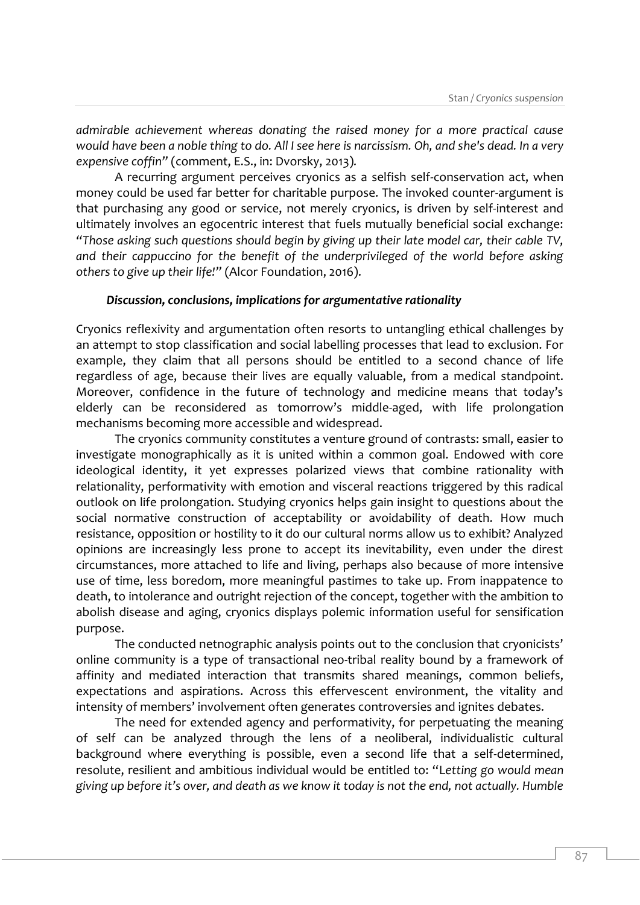*admirable achievement whereas donating the raised money for a more practical cause would have been a noble thing to do. All I see here is narcissism. Oh, and she's dead. In a very expensive coffin"* (comment, E.S., in: Dvorsky, 2013).

A recurring argument perceives cryonics as a selfish self-conservation act, when money could be used far better for charitable purpose. The invoked counter-argument is that purchasing any good or service, not merely cryonics, is driven by self-interest and ultimately involves an egocentric interest that fuels mutually beneficial social exchange: *"Those asking such questions should begin by giving up their late model car, their cable TV, and their cappuccino for the benefit of the underprivileged of the world before asking others to give up their life!"* (Alcor Foundation, 2016).

### *Discussion, conclusions, implications for argumentative rationality*

Cryonics reflexivity and argumentation often resorts to untangling ethical challenges by an attempt to stop classification and social labelling processes that lead to exclusion. For example, they claim that all persons should be entitled to a second chance of life regardless of age, because their lives are equally valuable, from a medical standpoint. Moreover, confidence in the future of technology and medicine means that today's elderly can be reconsidered as tomorrow's middle-aged, with life prolongation mechanisms becoming more accessible and widespread.

The cryonics community constitutes a venture ground of contrasts: small, easier to investigate monographically as it is united within a common goal. Endowed with core ideological identity, it yet expresses polarized views that combine rationality with relationality, performativity with emotion and visceral reactions triggered by this radical outlook on life prolongation. Studying cryonics helps gain insight to questions about the social normative construction of acceptability or avoidability of death. How much resistance, opposition or hostility to it do our cultural norms allow us to exhibit? Analyzed opinions are increasingly less prone to accept its inevitability, even under the direst circumstances, more attached to life and living, perhaps also because of more intensive use of time, less boredom, more meaningful pastimes to take up. From inappatence to death, to intolerance and outright rejection of the concept, together with the ambition to abolish disease and aging, cryonics displays polemic information useful for sensification purpose.

The conducted netnographic analysis points out to the conclusion that cryonicists' online community is a type of transactional neo-tribal reality bound by a framework of affinity and mediated interaction that transmits shared meanings, common beliefs, expectations and aspirations. Across this effervescent environment, the vitality and intensity of members' involvement often generates controversies and ignites debates.

The need for extended agency and performativity, for perpetuating the meaning of self can be analyzed through the lens of a neoliberal, individualistic cultural background where everything is possible, even a second life that a self-determined, resolute, resilient and ambitious individual would be entitled to: "*Letting go would mean giving up before it's over, and death as we know it today is not the end, not actually. Humble*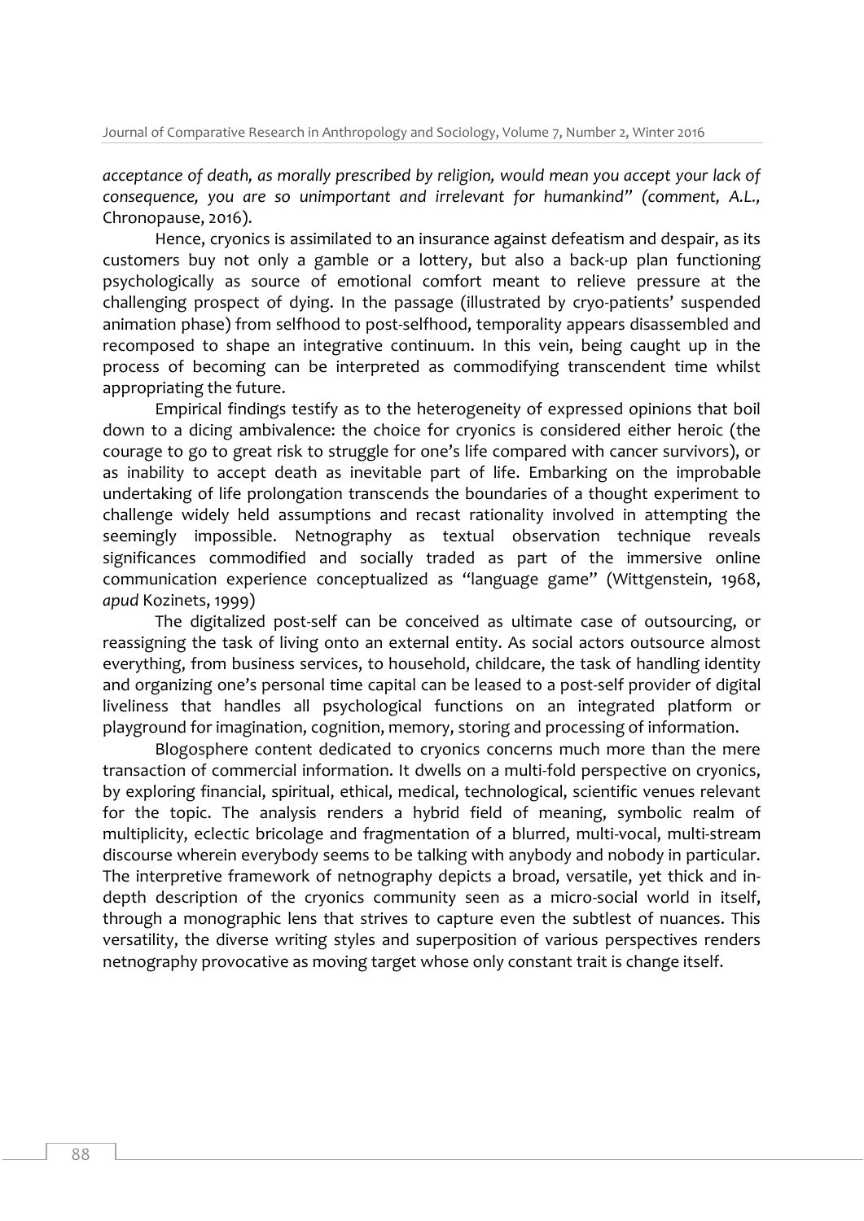*acceptance of death, as morally prescribed by religion, would mean you accept your lack of consequence, you are so unimportant and irrelevant for humankind" (comment, A.L.,* Chronopause, 2016).

Hence, cryonics is assimilated to an insurance against defeatism and despair, as its customers buy not only a gamble or a lottery, but also a back-up plan functioning psychologically as source of emotional comfort meant to relieve pressure at the challenging prospect of dying. In the passage (illustrated by cryo-patients' suspended animation phase) from selfhood to post-selfhood, temporality appears disassembled and recomposed to shape an integrative continuum. In this vein, being caught up in the process of becoming can be interpreted as commodifying transcendent time whilst appropriating the future.

Empirical findings testify as to the heterogeneity of expressed opinions that boil down to a dicing ambivalence: the choice for cryonics is considered either heroic (the courage to go to great risk to struggle for one's life compared with cancer survivors), or as inability to accept death as inevitable part of life. Embarking on the improbable undertaking of life prolongation transcends the boundaries of a thought experiment to challenge widely held assumptions and recast rationality involved in attempting the seemingly impossible. Netnography as textual observation technique reveals significances commodified and socially traded as part of the immersive online communication experience conceptualized as "language game" (Wittgenstein, 1968, *apud* Kozinets, 1999)

The digitalized post-self can be conceived as ultimate case of outsourcing, or reassigning the task of living onto an external entity. As social actors outsource almost everything, from business services, to household, childcare, the task of handling identity and organizing one's personal time capital can be leased to a post-self provider of digital liveliness that handles all psychological functions on an integrated platform or playground for imagination, cognition, memory, storing and processing of information.

Blogosphere content dedicated to cryonics concerns much more than the mere transaction of commercial information. It dwells on a multi-fold perspective on cryonics, by exploring financial, spiritual, ethical, medical, technological, scientific venues relevant for the topic. The analysis renders a hybrid field of meaning, symbolic realm of multiplicity, eclectic bricolage and fragmentation of a blurred, multi-vocal, multi-stream discourse wherein everybody seems to be talking with anybody and nobody in particular. The interpretive framework of netnography depicts a broad, versatile, yet thick and in-depth description of the cryonics community seen as a micro-social world in itself, through a monographic lens that strives to capture even the subtlest of nuances. This versatility, the diverse writing styles and superposition of various perspectives renders netnography provocative as moving target whose only constant trait is change itself.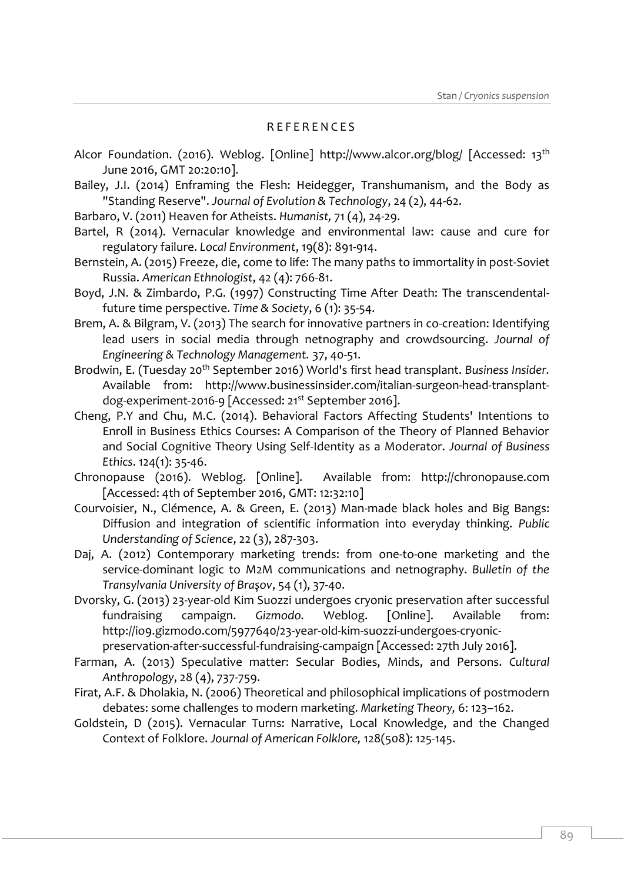## REFERENCES

Alcor Foundation. (2016). Weblog. [Online] http://www.alcor.org/blog/ [Accessed: 13th June 2016, GMT 20:20:10].

Bailey, J.I. (2014) Enframing the Flesh: Heidegger, Transhumanism, and the Body as "Standing Reserve". *Journal of Evolution & Technology*, 24 (2), 44-62.

Barbaro, V. (2011) Heaven for Atheists. *Humanist,* 71 (4), 24-29.

Bartel, R (2014). Vernacular knowledge and environmental law: cause and cure for regulatory failure. *Local Environment*, 19(8): 891-914.

Bernstein, A. (2015) Freeze, die, come to life: The many paths to immortality in post-Soviet Russia. *American Ethnologist*, 42 (4): 766-81.

Boyd, J.N. & Zimbardo, P.G. (1997) Constructing Time After Death: The transcendental-future time perspective. *Time & Society*, 6 (1): 35-54.

Brem, A. & Bilgram, V. (2013) The search for innovative partners in co-creation: Identifying lead users in social media through netnography and crowdsourcing. *Journal of Engineering & Technology Management.* 37, 40-51.

Brodwin, E. (Tuesday 20th September 2016) World's first head transplant. *Business Insider.* Available from: http://www.businessinsider.com/italian-surgeon-head-transplant-dog-experiment-2016-9 [Accessed: 21st September 2016].

Cheng, P.Y and Chu, M.C. (2014). Behavioral Factors Affecting Students' Intentions to Enroll in Business Ethics Courses: A Comparison of the Theory of Planned Behavior and Social Cognitive Theory Using Self-Identity as a Moderator. *Journal of Business Ethics*. 124(1): 35-46.

Chronopause (2016). Weblog. [Online]. Available from: http://chronopause.com [Accessed: 4th of September 2016, GMT: 12:32:10]

Courvoisier, N., Clémence, A. & Green, E. (2013) Man-made black holes and Big Bangs: Diffusion and integration of scientific information into everyday thinking. *Public Understanding of Science*, 22 (3), 287-303.

Daj, A. (2012) Contemporary marketing trends: from one-to-one marketing and the service-dominant logic to M2M communications and netnography. *Bulletin of the Transylvania University of Braşov*, 54 (1), 37-40.

Dvorsky, G. (2013) 23-year-old Kim Suozzi undergoes cryonic preservation after successful fundraising campaign. *Gizmodo.* Weblog. [Online]. Available from: http://io9.gizmodo.com/5977640/23-year-old-kim-suozzi-undergoes-cryonic-preservation-after-successful-fundraising-campaign [Accessed: 27th July 2016].

Farman, A. (2013) Speculative matter: Secular Bodies, Minds, and Persons. *Cultural Anthropology*, 28 (4), 737-759.

Firat, A.F. & Dholakia, N. (2006) Theoretical and philosophical implications of postmodern debates: some challenges to modern marketing. *Marketing Theory,* 6: 123–162.

Goldstein, D (2015). Vernacular Turns: Narrative, Local Knowledge, and the Changed Context of Folklore. *Journal of American Folklore,* 128(508): 125-145.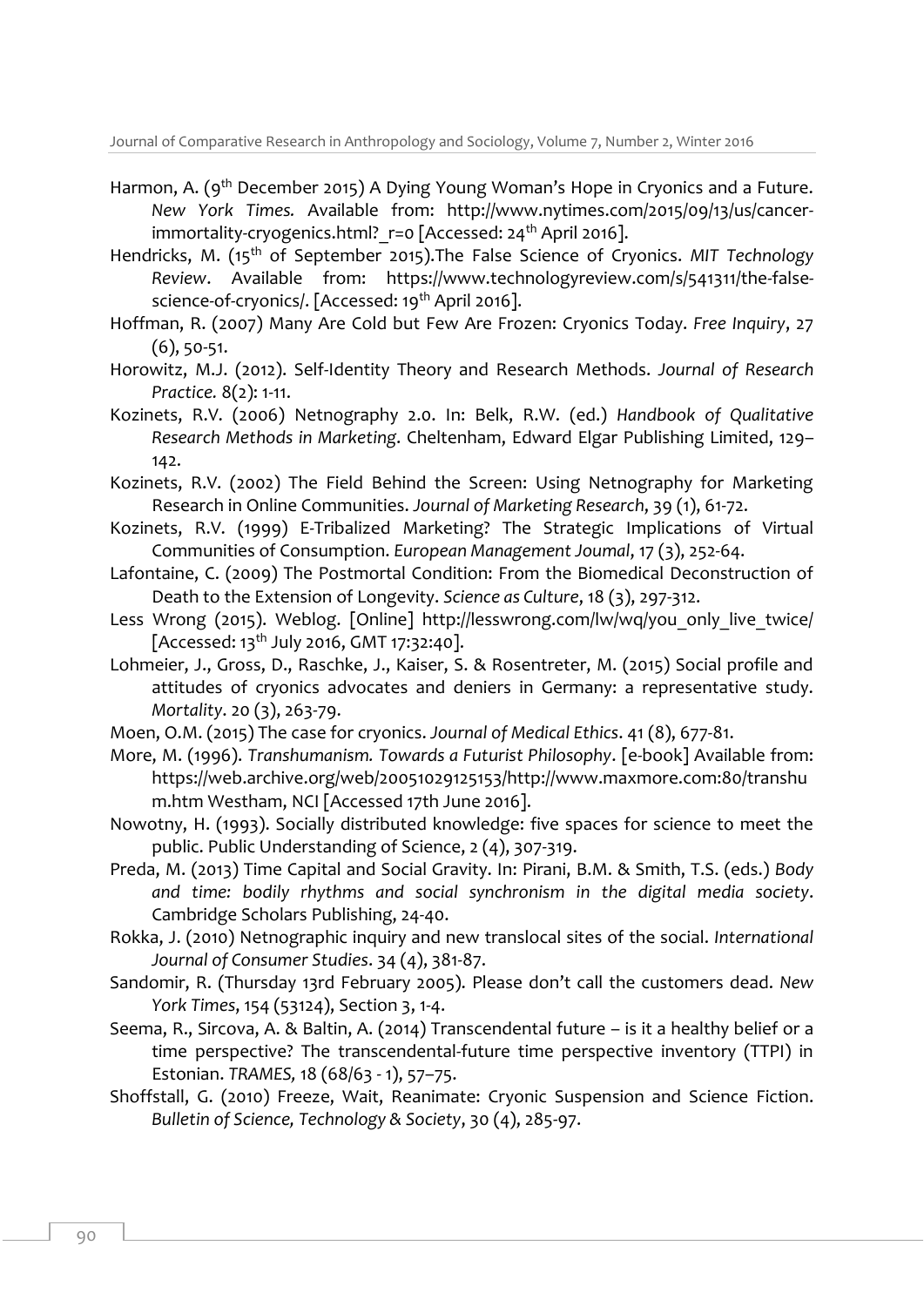Harmon, A. (9th December 2015) A Dying Young Woman's Hope in Cryonics and a Future. *New York Times.* Available from: http://www.nytimes.com/2015/09/13/us/cancer-immortality-cryogenics.html?_r=0 [Accessed: 24th April 2016].

Hendricks, M. (15th of September 2015).The False Science of Cryonics. *MIT Technology Review*. Available from: https://www.technologyreview.com/s/541311/the-false-science-of-cryonics/. [Accessed: 19th April 2016].

Hoffman, R. (2007) Many Are Cold but Few Are Frozen: Cryonics Today. *Free Inquiry*, 27 (6), 50-51.

Horowitz, M.J. (2012). Self-Identity Theory and Research Methods. *Journal of Research Practice.* 8(2): 1-11.

Kozinets, R.V. (2006) Netnography 2.0. In: Belk, R.W. (ed.) *Handbook of Qualitative Research Methods in Marketing*. Cheltenham, Edward Elgar Publishing Limited, 129–142.

Kozinets, R.V. (2002) The Field Behind the Screen: Using Netnography for Marketing Research in Online Communities. *Journal of Marketing Research*, 39 (1), 61-72.

Kozinets, R.V. (1999) E-Tribalized Marketing? The Strategic Implications of Virtual Communities of Consumption. *European Management Joumal*, 17 (3), 252-64.

Lafontaine, C. (2009) The Postmortal Condition: From the Biomedical Deconstruction of Death to the Extension of Longevity. *Science as Culture*, 18 (3), 297-312.

Less Wrong (2015). Weblog. [Online] http://lesswrong.com/lw/wq/you_only_live_twice/ [Accessed: 13th July 2016, GMT 17:32:40].

Lohmeier, J., Gross, D., Raschke, J., Kaiser, S. & Rosentreter, M. (2015) Social profile and attitudes of cryonics advocates and deniers in Germany: a representative study. *Mortality*. 20 (3), 263-79.

Moen, O.M. (2015) The case for cryonics. *Journal of Medical Ethics*. 41 (8), 677-81.

More, M. (1996). *Transhumanism. Towards a Futurist Philosophy*. [e-book] Available from: https://web.archive.org/web/20051029125153/http://www.maxmore.com:80/transhum.htm Westham, NCI [Accessed 17th June 2016].

Nowotny, H. (1993). Socially distributed knowledge: five spaces for science to meet the public. Public Understanding of Science, 2 (4), 307-319.

Preda, M. (2013) Time Capital and Social Gravity. In: Pirani, B.M. & Smith, T.S. (eds.) *Body and time: bodily rhythms and social synchronism in the digital media society*. Cambridge Scholars Publishing, 24-40.

Rokka, J. (2010) Netnographic inquiry and new translocal sites of the social. *International Journal of Consumer Studies*. 34 (4), 381-87.

Sandomir, R. (Thursday 13rd February 2005). Please don't call the customers dead. *New York Times*, 154 (53124), Section 3, 1-4.

Seema, R., Sircova, A. & Baltin, A. (2014) Transcendental future – is it a healthy belief or a time perspective? The transcendental-future time perspective inventory (TTPI) in Estonian. *TRAMES,* 18 (68/63 - 1), 57–75.

Shoffstall, G. (2010) Freeze, Wait, Reanimate: Cryonic Suspension and Science Fiction. *Bulletin of Science, Technology & Society*, 30 (4), 285-97.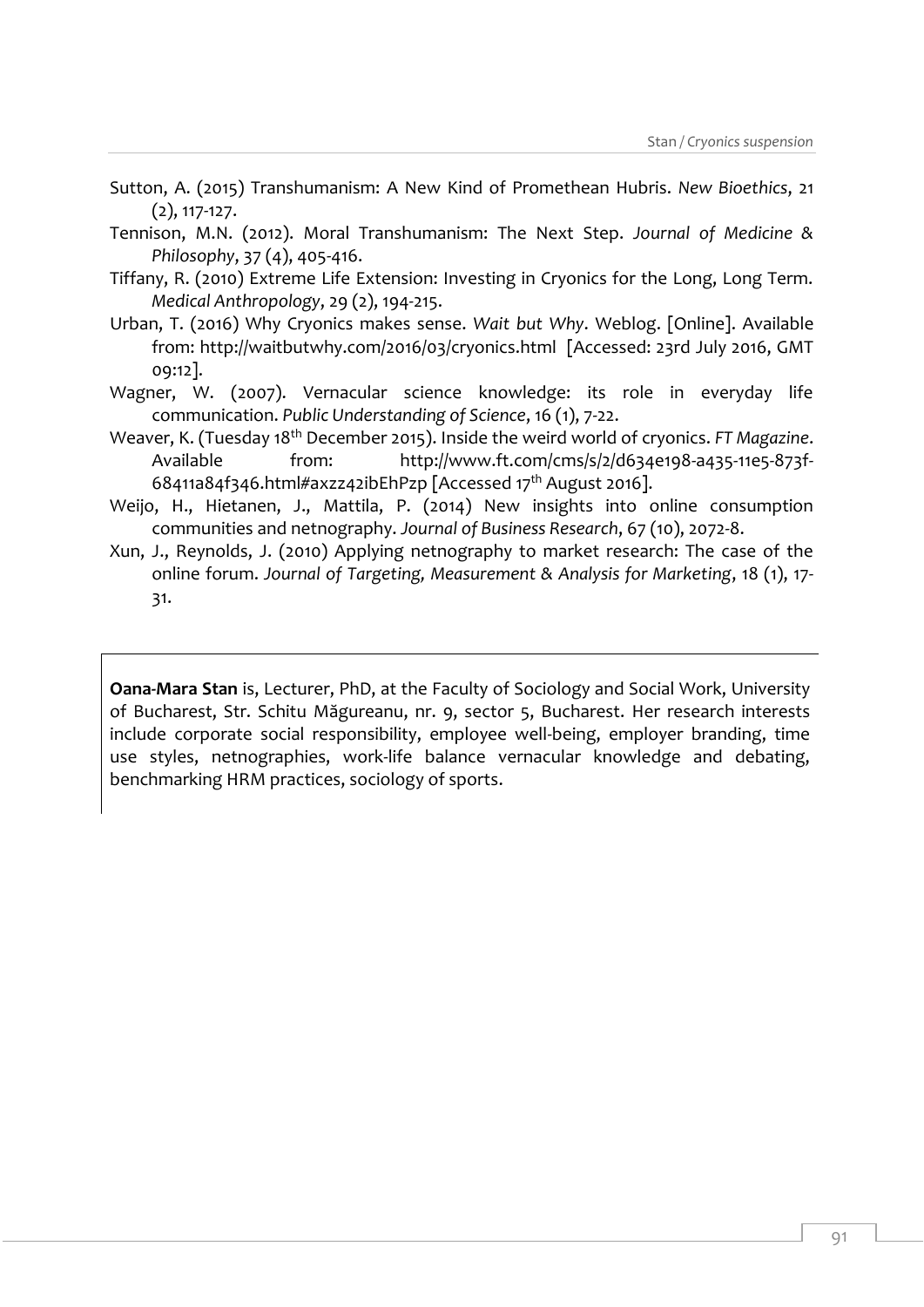Sutton, A. (2015) Transhumanism: A New Kind of Promethean Hubris. *New Bioethics*, 21 (2), 117-127.

Tennison, M.N. (2012). Moral Transhumanism: The Next Step. *Journal of Medicine & Philosophy*, 37 (4), 405-416.

Tiffany, R. (2010) Extreme Life Extension: Investing in Cryonics for the Long, Long Term. *Medical Anthropology*, 29 (2), 194-215.

Urban, T. (2016) Why Cryonics makes sense. *Wait but Why*. Weblog. [Online]. Available from: http://waitbutwhy.com/2016/03/cryonics.html [Accessed: 23rd July 2016, GMT 09:12].

Wagner, W. (2007). Vernacular science knowledge: its role in everyday life communication. *Public Understanding of Science*, 16 (1), 7-22.

Weaver, K. (Tuesday 18th December 2015). Inside the weird world of cryonics. *FT Magazine*. Available from: http://www.ft.com/cms/s/2/d634e198-a435-11e5-873f-68411a84f346.html#axzz42ibEhPzp [Accessed 17th August 2016].

Weijo, H., Hietanen, J., Mattila, P. (2014) New insights into online consumption communities and netnography. *Journal of Business Research*, 67 (10), 2072-8.

Xun, J., Reynolds, J. (2010) Applying netnography to market research: The case of the online forum. *Journal of Targeting, Measurement & Analysis for Marketing*, 18 (1), 17-31.

**Oana-Mara Stan** is, Lecturer, PhD, at the Faculty of Sociology and Social Work, University of Bucharest, Str. Schitu Măgureanu, nr. 9, sector 5, Bucharest. Her research interests include corporate social responsibility, employee well-being, employer branding, time use styles, netnographies, work-life balance vernacular knowledge and debating, benchmarking HRM practices, sociology of sports.